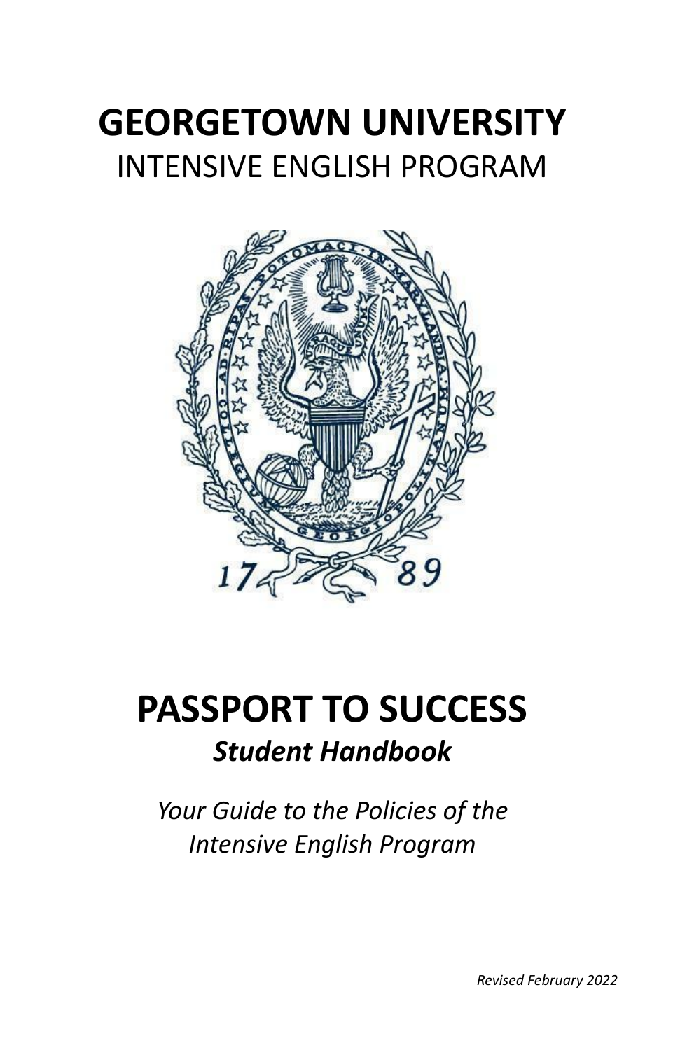# GEORGETOWN UNIVERSITY

## INTENSIVE ENGLISH PROGRAM

# PASSPORT TO SUCCESS

## *Student Handbook*

*Your Guide to the Policies of the Intensive English Program*

*Revised February 2022*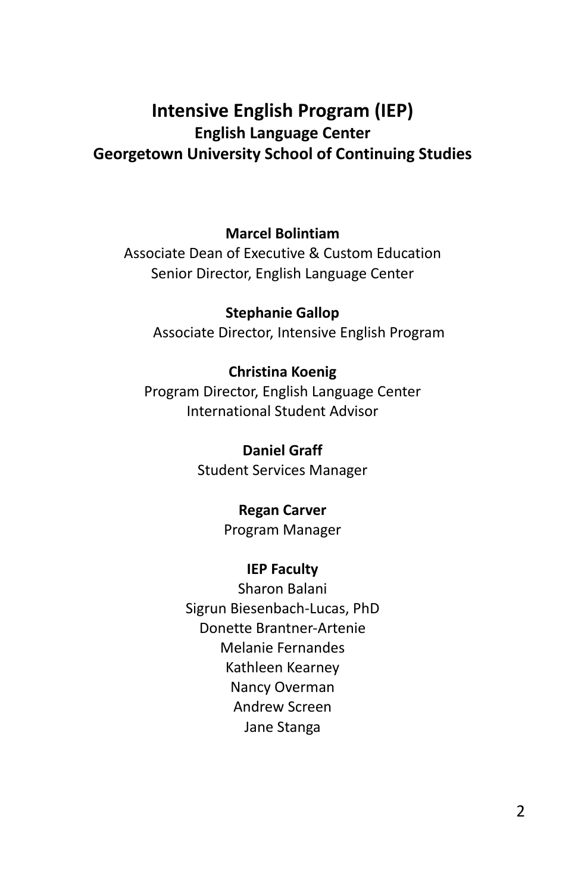# Intensive English Program (IEP)

## English Language Center

## Georgetown University School of Continuing Studies

**Marcel Bolintiam**

Associate Dean of Executive & Custom Education

Senior Director, English Language Center

**Stephanie Gallop**

Associate Director, Intensive English Program

**Christina Koenig**

Program Director, English Language Center

International Student Advisor

**Daniel Graff**

Student Services Manager

**Regan Carver**

Program Manager

**IEP Faculty**

Sharon Balani

Sigrun Biesenbach-Lucas, PhD

Donette Brantner-Artenie

Melanie Fernandes

Kathleen Kearney

Nancy Overman

Andrew Screen

Jane Stanga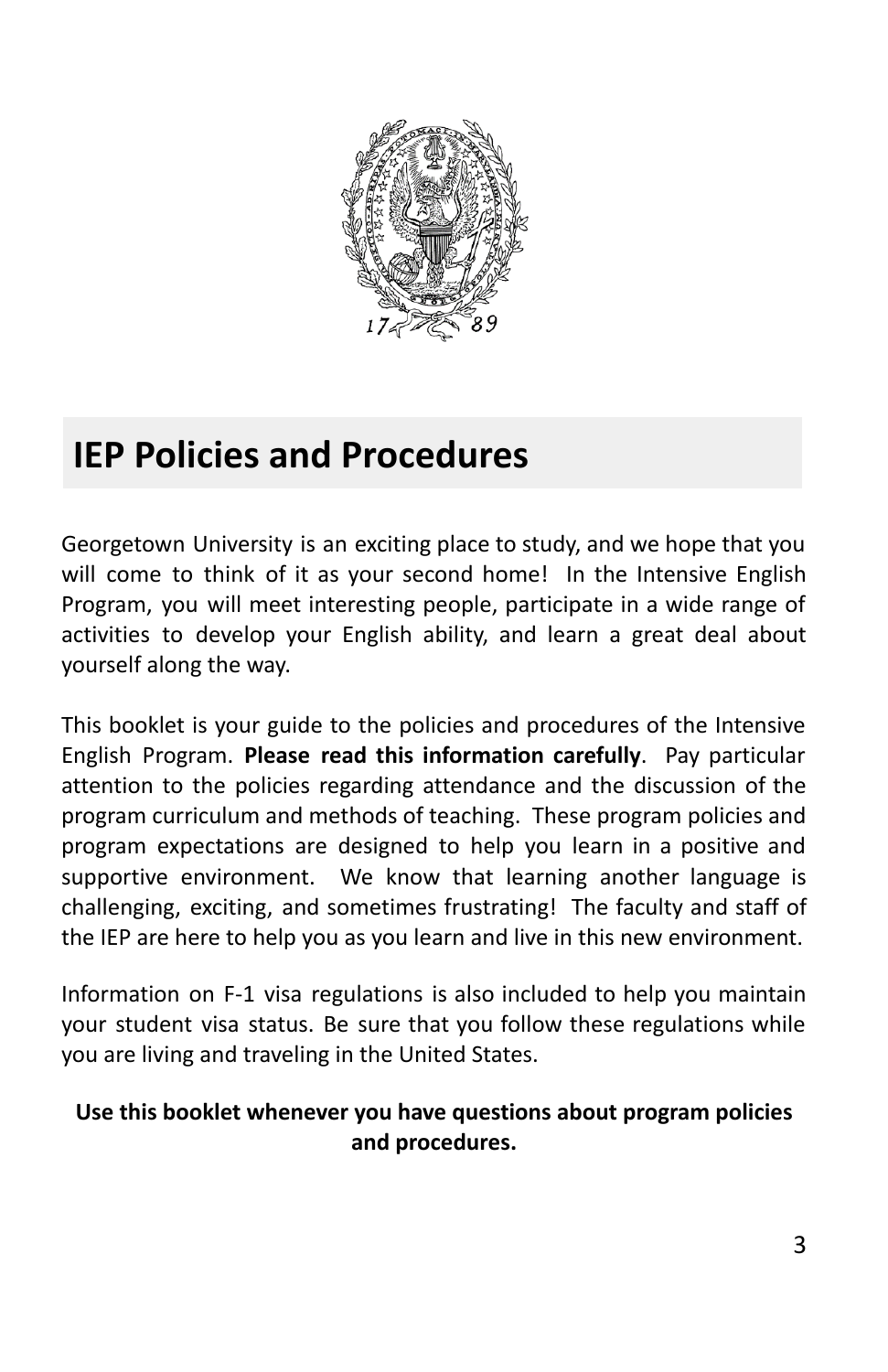# IEP Policies and Procedures

Georgetown University is an exciting place to study, and we hope that you will come to think of it as your second home! In the Intensive English Program, you will meet interesting people, participate in a wide range of activities to develop your English ability, and learn a great deal about yourself along the way.

This booklet is your guide to the policies and procedures of the Intensive English Program. **Please read this information carefully**. Pay particular attention to the policies regarding attendance and the discussion of the program curriculum and methods of teaching. These program policies and program expectations are designed to help you learn in a positive and supportive environment. We know that learning another language is challenging, exciting, and sometimes frustrating! The faculty and staff of the IEP are here to help you as you learn and live in this new environment.

Information on F-1 visa regulations is also included to help you maintain your student visa status. Be sure that you follow these regulations while you are living and traveling in the United States.

**Use this booklet whenever you have questions about program policies and procedures.**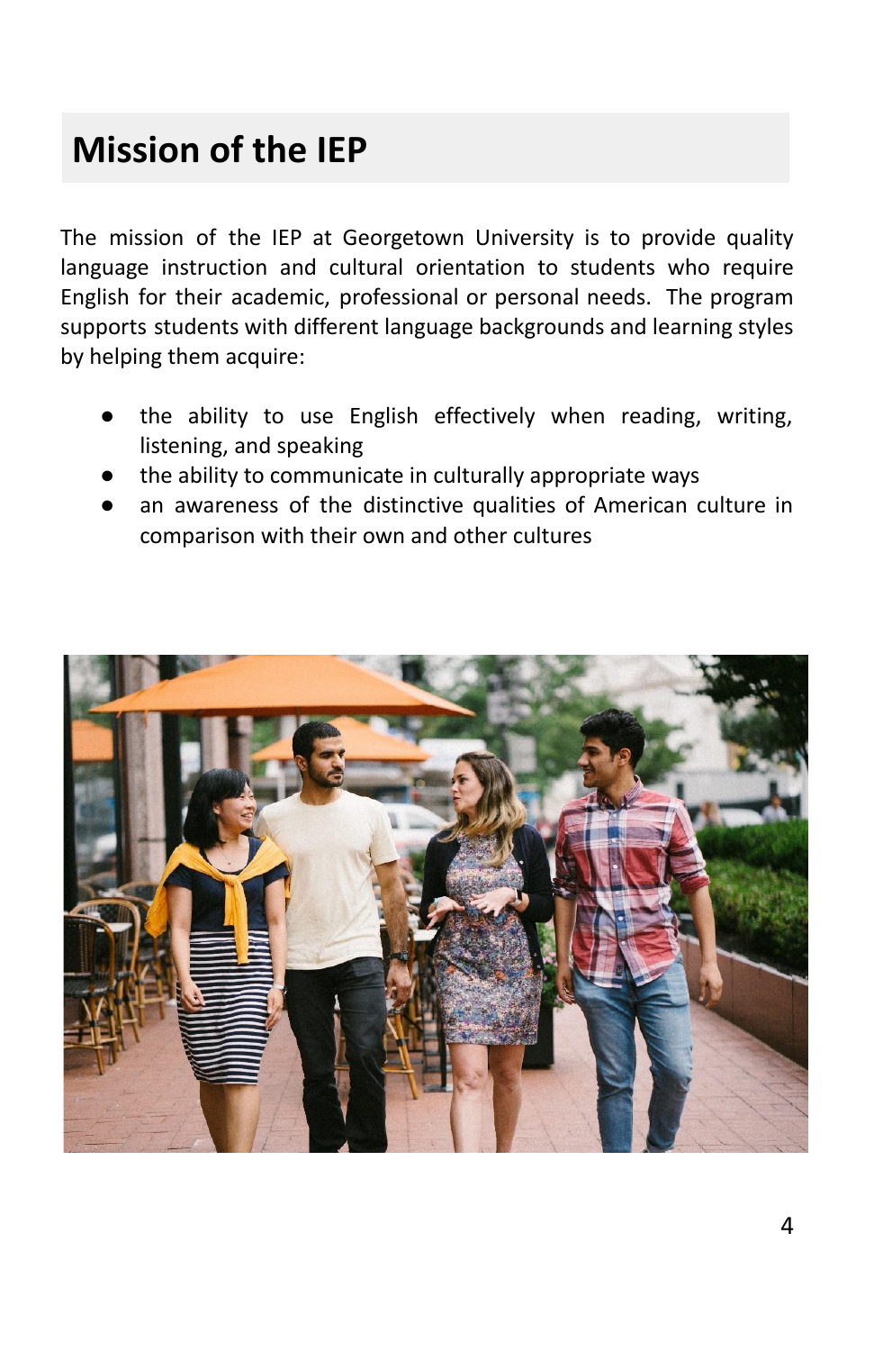# Mission of the IEP

The mission of the IEP at Georgetown University is to provide quality language instruction and cultural orientation to students who require English for their academic, professional or personal needs. The program supports students with different language backgrounds and learning styles by helping them acquire:

- the ability to use English effectively when reading, writing, listening, and speaking
- the ability to communicate in culturally appropriate ways
- an awareness of the distinctive qualities of American culture in comparison with their own and other cultures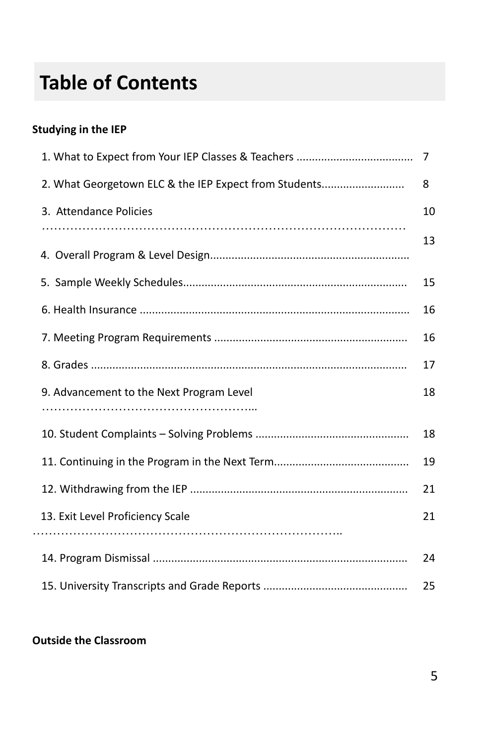# Table of Contents

**Studying in the IEP**

| | |
|---|---|
| 1. What to Expect from Your IEP Classes & Teachers | 7 |
| 2. What Georgetown ELC & the IEP Expect from Students | 8 |
| 3. Attendance Policies | 10 |
| 4. Overall Program & Level Design | 13 |
| 5. Sample Weekly Schedules | 15 |
| 6. Health Insurance | 16 |
| 7. Meeting Program Requirements | 16 |
| 8. Grades | 17 |
| 9. Advancement to the Next Program Level | 18 |
| 10. Student Complaints – Solving Problems | 18 |
| 11. Continuing in the Program in the Next Term | 19 |
| 12. Withdrawing from the IEP | 21 |
| 13. Exit Level Proficiency Scale | 21 |
| 14. Program Dismissal | 24 |
| 15. University Transcripts and Grade Reports | 25 |

**Outside the Classroom**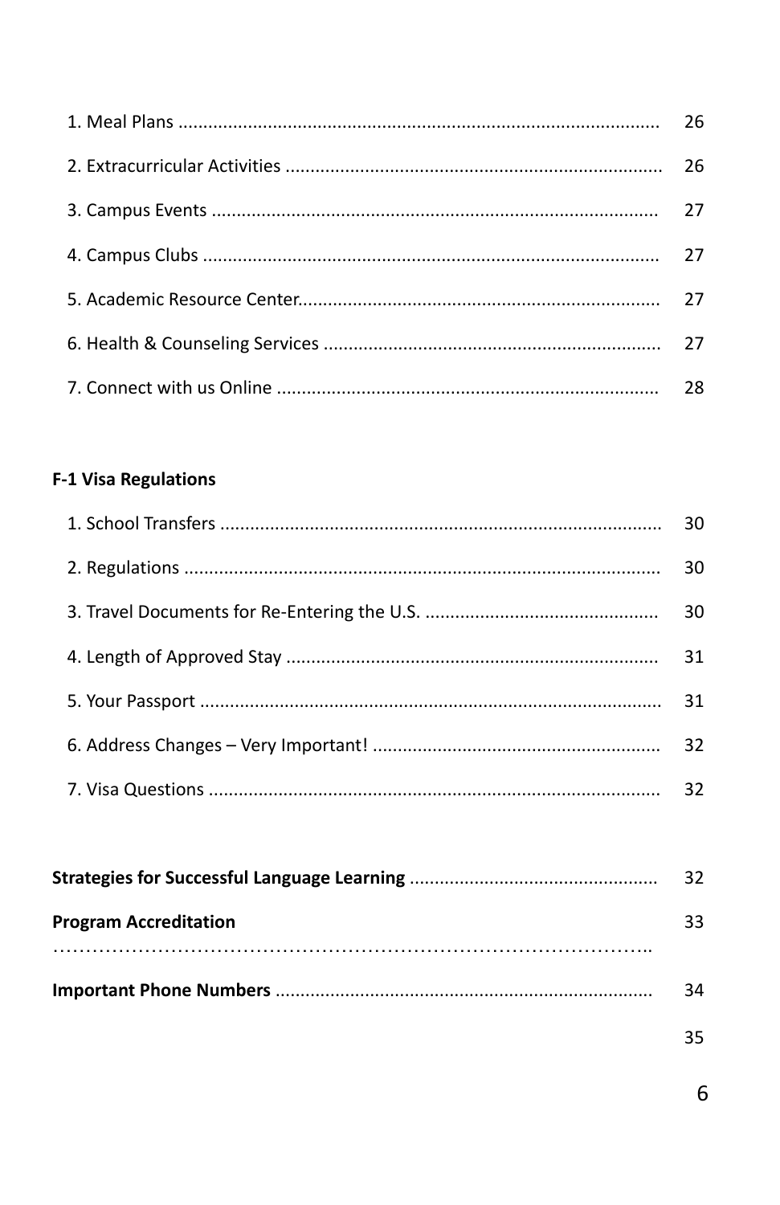1. Meal Plans ................................................................................................ 26
2. Extracurricular Activities .......................................................................... 26
3. Campus Events ......................................................................................... 27
4. Campus Clubs ........................................................................................... 27
5. Academic Resource Center........................................................................ 27
6. Health & Counseling Services ................................................................... 27
7. Connect with us Online ............................................................................ 28

**F-1 Visa Regulations**

1. School Transfers ........................................................................................ 30
2. Regulations ............................................................................................... 30
3. Travel Documents for Re-Entering the U.S. .............................................. 30
4. Length of Approved Stay .......................................................................... 31
5. Your Passport ............................................................................................ 31
6. Address Changes – Very Important! ......................................................... 32
7. Visa Questions .......................................................................................... 32

**Strategies for Successful Language Learning** ................................................. 32

**Program Accreditation** 33
……………………………………………………………………………..

**Important Phone Numbers** .......................................................................... 34

35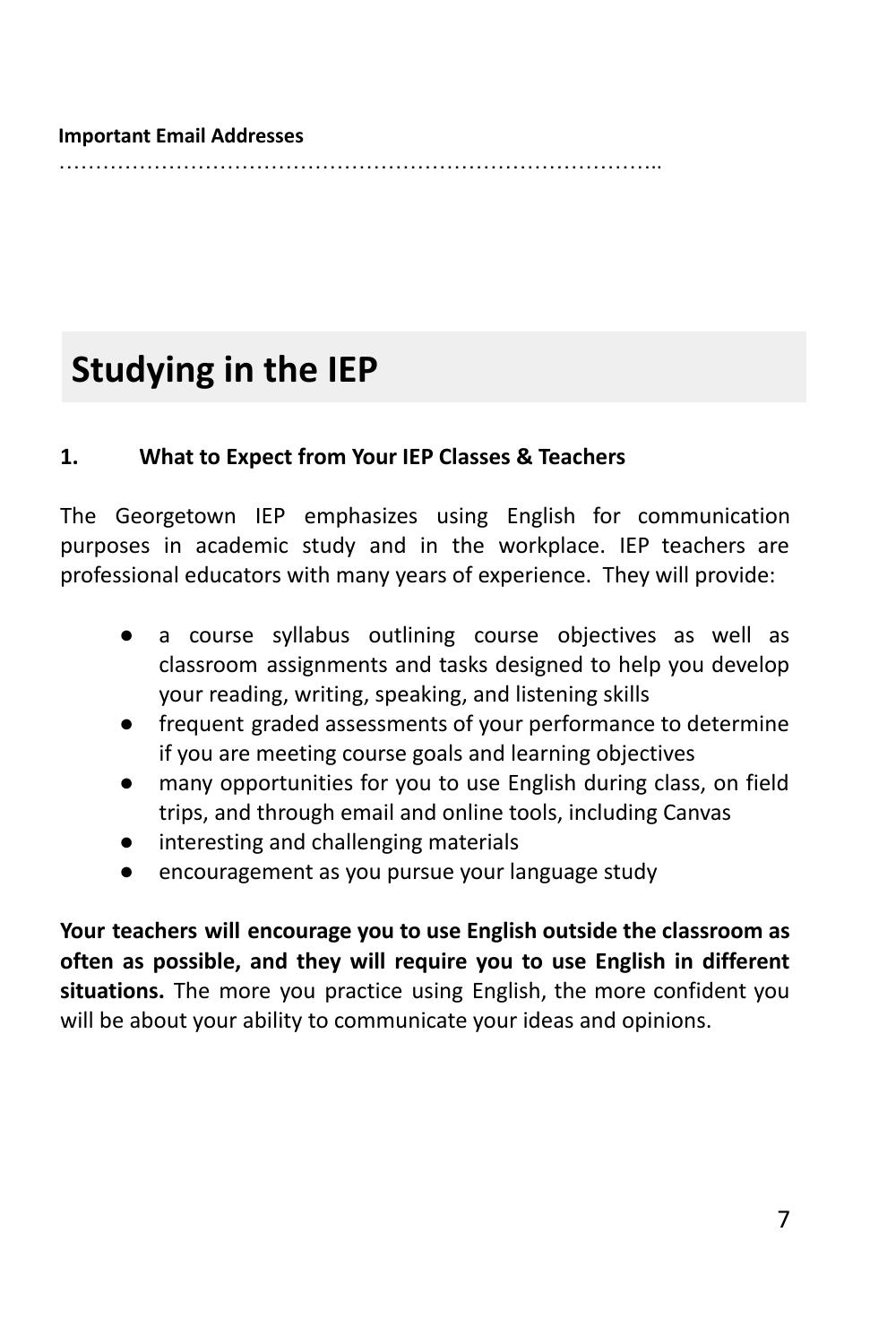**Important Email Addresses**

…………………………………………………………………………..

# Studying in the IEP

## 1. What to Expect from Your IEP Classes & Teachers

The Georgetown IEP emphasizes using English for communication purposes in academic study and in the workplace. IEP teachers are professional educators with many years of experience. They will provide:

- a course syllabus outlining course objectives as well as classroom assignments and tasks designed to help you develop your reading, writing, speaking, and listening skills
- frequent graded assessments of your performance to determine if you are meeting course goals and learning objectives
- many opportunities for you to use English during class, on field trips, and through email and online tools, including Canvas
- interesting and challenging materials
- encouragement as you pursue your language study

**Your teachers will encourage you to use English outside the classroom as often as possible, and they will require you to use English in different situations.** The more you practice using English, the more confident you will be about your ability to communicate your ideas and opinions.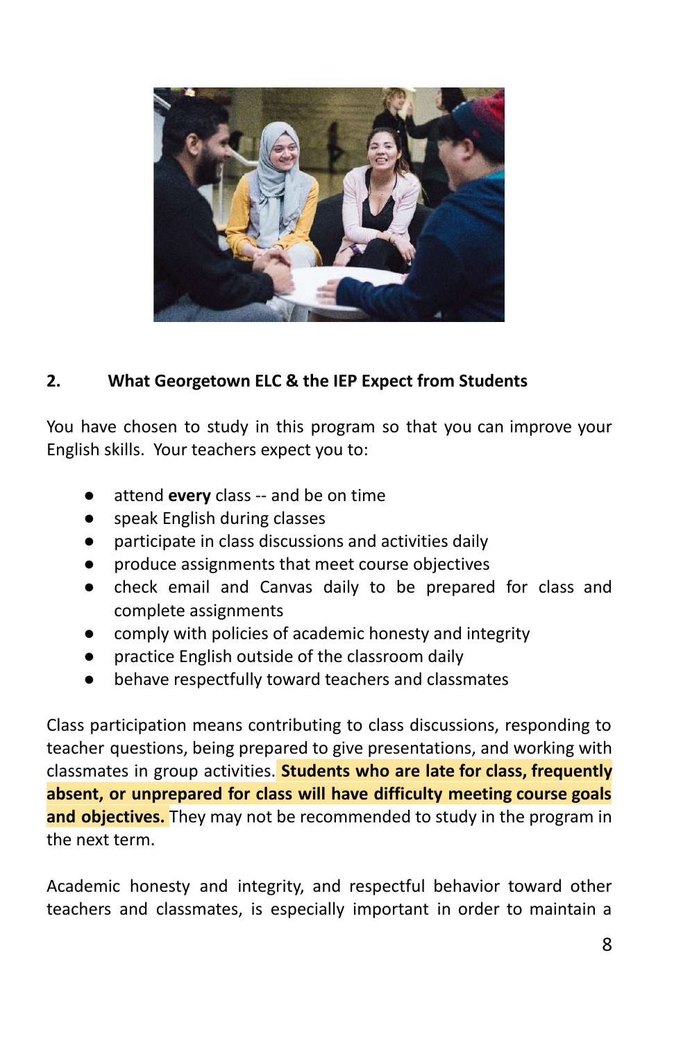## 2. What Georgetown ELC & the IEP Expect from Students

You have chosen to study in this program so that you can improve your English skills. Your teachers expect you to:

- attend **every** class -- and be on time
- speak English during classes
- participate in class discussions and activities daily
- produce assignments that meet course objectives
- check email and Canvas daily to be prepared for class and complete assignments
- comply with policies of academic honesty and integrity
- practice English outside of the classroom daily
- behave respectfully toward teachers and classmates

Class participation means contributing to class discussions, responding to teacher questions, being prepared to give presentations, and working with classmates in group activities. **Students who are late for class, frequently absent, or unprepared for class will have difficulty meeting course goals and objectives.** They may not be recommended to study in the program in the next term.

Academic honesty and integrity, and respectful behavior toward other teachers and classmates, is especially important in order to maintain a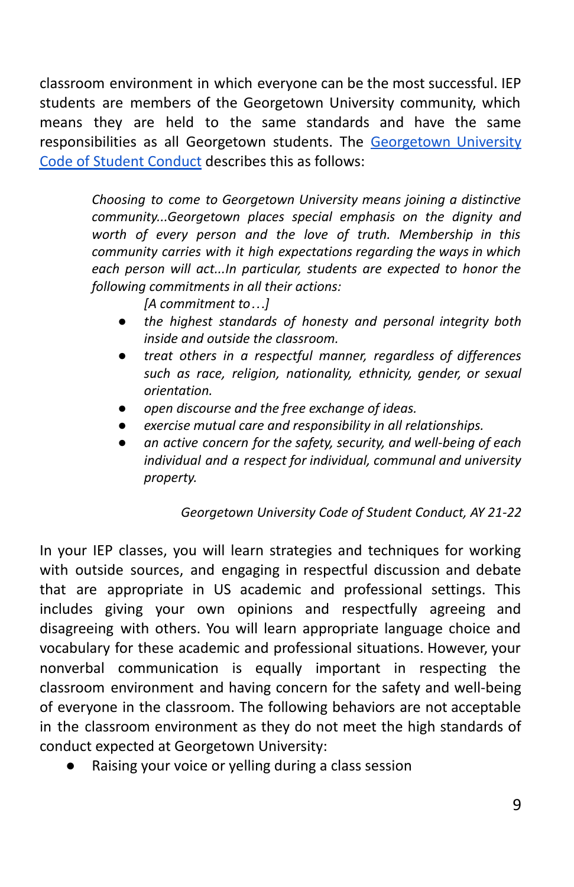classroom environment in which everyone can be the most successful. IEP students are members of the Georgetown University community, which means they are held to the same standards and have the same responsibilities as all Georgetown students. The [Georgetown University Code of Student Conduct]() describes this as follows:

> *Choosing to come to Georgetown University means joining a distinctive community...Georgetown places special emphasis on the dignity and worth of every person and the love of truth. Membership in this community carries with it high expectations regarding the ways in which each person will act...In particular, students are expected to honor the following commitments in all their actions:*
>
> *[A commitment to…]*
>
> - *the highest standards of honesty and personal integrity both inside and outside the classroom.*
> - *treat others in a respectful manner, regardless of differences such as race, religion, nationality, ethnicity, gender, or sexual orientation.*
> - *open discourse and the free exchange of ideas.*
> - *exercise mutual care and responsibility in all relationships.*
> - *an active concern for the safety, security, and well-being of each individual and a respect for individual, communal and university property.*
>
> *Georgetown University Code of Student Conduct, AY 21-22*

In your IEP classes, you will learn strategies and techniques for working with outside sources, and engaging in respectful discussion and debate that are appropriate in US academic and professional settings. This includes giving your own opinions and respectfully agreeing and disagreeing with others. You will learn appropriate language choice and vocabulary for these academic and professional situations. However, your nonverbal communication is equally important in respecting the classroom environment and having concern for the safety and well-being of everyone in the classroom. The following behaviors are not acceptable in the classroom environment as they do not meet the high standards of conduct expected at Georgetown University:

- Raising your voice or yelling during a class session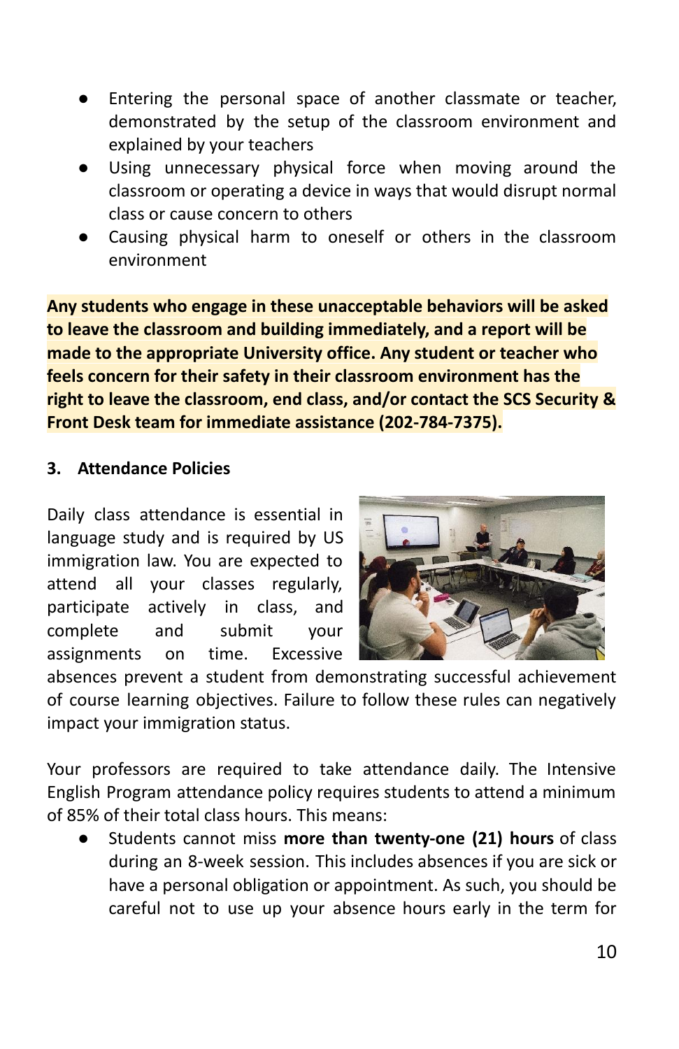- Entering the personal space of another classmate or teacher, demonstrated by the setup of the classroom environment and explained by your teachers
- Using unnecessary physical force when moving around the classroom or operating a device in ways that would disrupt normal class or cause concern to others
- Causing physical harm to oneself or others in the classroom environment

**Any students who engage in these unacceptable behaviors will be asked to leave the classroom and building immediately, and a report will be made to the appropriate University office. Any student or teacher who feels concern for their safety in their classroom environment has the right to leave the classroom, end class, and/or contact the SCS Security & Front Desk team for immediate assistance (202-784-7375).**

### 3. Attendance Policies

Daily class attendance is essential in language study and is required by US immigration law. You are expected to attend all your classes regularly, participate actively in class, and complete and submit your assignments on time. Excessive absences prevent a student from demonstrating successful achievement of course learning objectives. Failure to follow these rules can negatively impact your immigration status.

Your professors are required to take attendance daily. The Intensive English Program attendance policy requires students to attend a minimum of 85% of their total class hours. This means:

- Students cannot miss **more than twenty-one (21) hours** of class during an 8-week session. This includes absences if you are sick or have a personal obligation or appointment. As such, you should be careful not to use up your absence hours early in the term for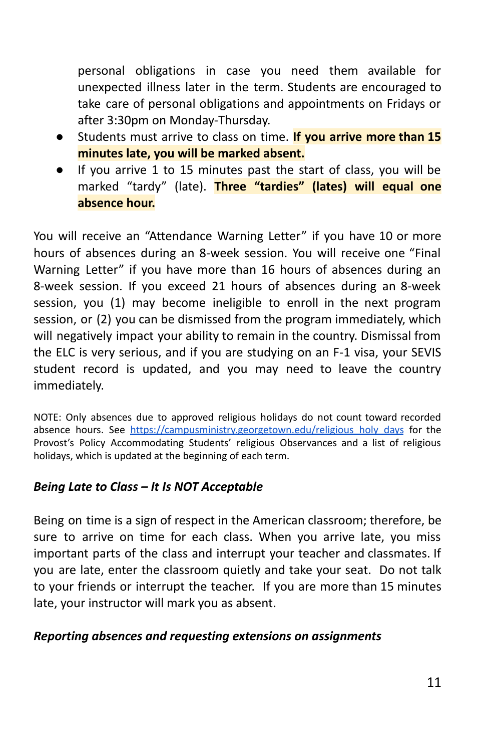personal obligations in case you need them available for unexpected illness later in the term. Students are encouraged to take care of personal obligations and appointments on Fridays or after 3:30pm on Monday-Thursday.

- Students must arrive to class on time. **If you arrive more than 15 minutes late, you will be marked absent.**
- If you arrive 1 to 15 minutes past the start of class, you will be marked "tardy" (late). **Three "tardies" (lates) will equal one absence hour.**

You will receive an "Attendance Warning Letter" if you have 10 or more hours of absences during an 8-week session. You will receive one "Final Warning Letter" if you have more than 16 hours of absences during an 8-week session. If you exceed 21 hours of absences during an 8-week session, you (1) may become ineligible to enroll in the next program session, or (2) you can be dismissed from the program immediately, which will negatively impact your ability to remain in the country. Dismissal from the ELC is very serious, and if you are studying on an F-1 visa, your SEVIS student record is updated, and you may need to leave the country immediately.

NOTE: Only absences due to approved religious holidays do not count toward recorded absence hours. See [https://campusministry.georgetown.edu/religious_holy_days](https://campusministry.georgetown.edu/religious_holy_days) for the Provost's Policy Accommodating Students' religious Observances and a list of religious holidays, which is updated at the beginning of each term.

***Being Late to Class – It Is NOT Acceptable***

Being on time is a sign of respect in the American classroom; therefore, be sure to arrive on time for each class. When you arrive late, you miss important parts of the class and interrupt your teacher and classmates. If you are late, enter the classroom quietly and take your seat. Do not talk to your friends or interrupt the teacher. If you are more than 15 minutes late, your instructor will mark you as absent.

***Reporting absences and requesting extensions on assignments***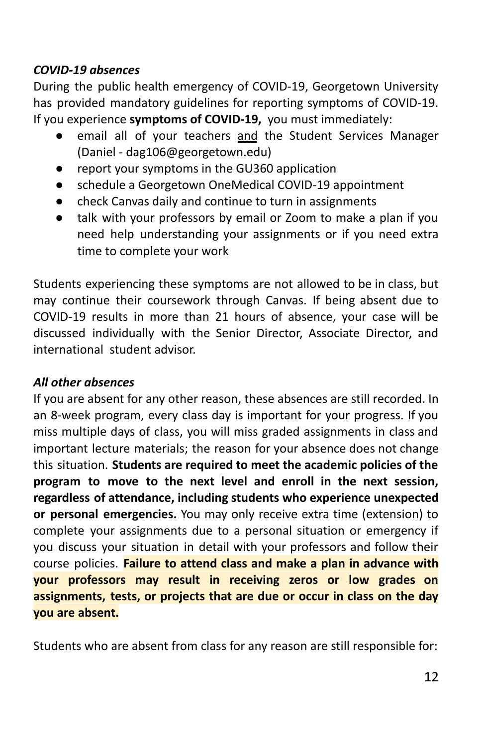***COVID-19 absences***

During the public health emergency of COVID-19, Georgetown University has provided mandatory guidelines for reporting symptoms of COVID-19. If you experience **symptoms of COVID-19,** you must immediately:

- email all of your teachers <u>and</u> the Student Services Manager (Daniel - dag106@georgetown.edu)
- report your symptoms in the GU360 application
- schedule a Georgetown OneMedical COVID-19 appointment
- check Canvas daily and continue to turn in assignments
- talk with your professors by email or Zoom to make a plan if you need help understanding your assignments or if you need extra time to complete your work

Students experiencing these symptoms are not allowed to be in class, but may continue their coursework through Canvas. If being absent due to COVID-19 results in more than 21 hours of absence, your case will be discussed individually with the Senior Director, Associate Director, and international student advisor.

***All other absences***

If you are absent for any other reason, these absences are still recorded. In an 8-week program, every class day is important for your progress. If you miss multiple days of class, you will miss graded assignments in class and important lecture materials; the reason for your absence does not change this situation. **Students are required to meet the academic policies of the program to move to the next level and enroll in the next session, regardless of attendance, including students who experience unexpected or personal emergencies.** You may only receive extra time (extension) to complete your assignments due to a personal situation or emergency if you discuss your situation in detail with your professors and follow their course policies. **Failure to attend class and make a plan in advance with your professors may result in receiving zeros or low grades on assignments, tests, or projects that are due or occur in class on the day you are absent.**

Students who are absent from class for any reason are still responsible for: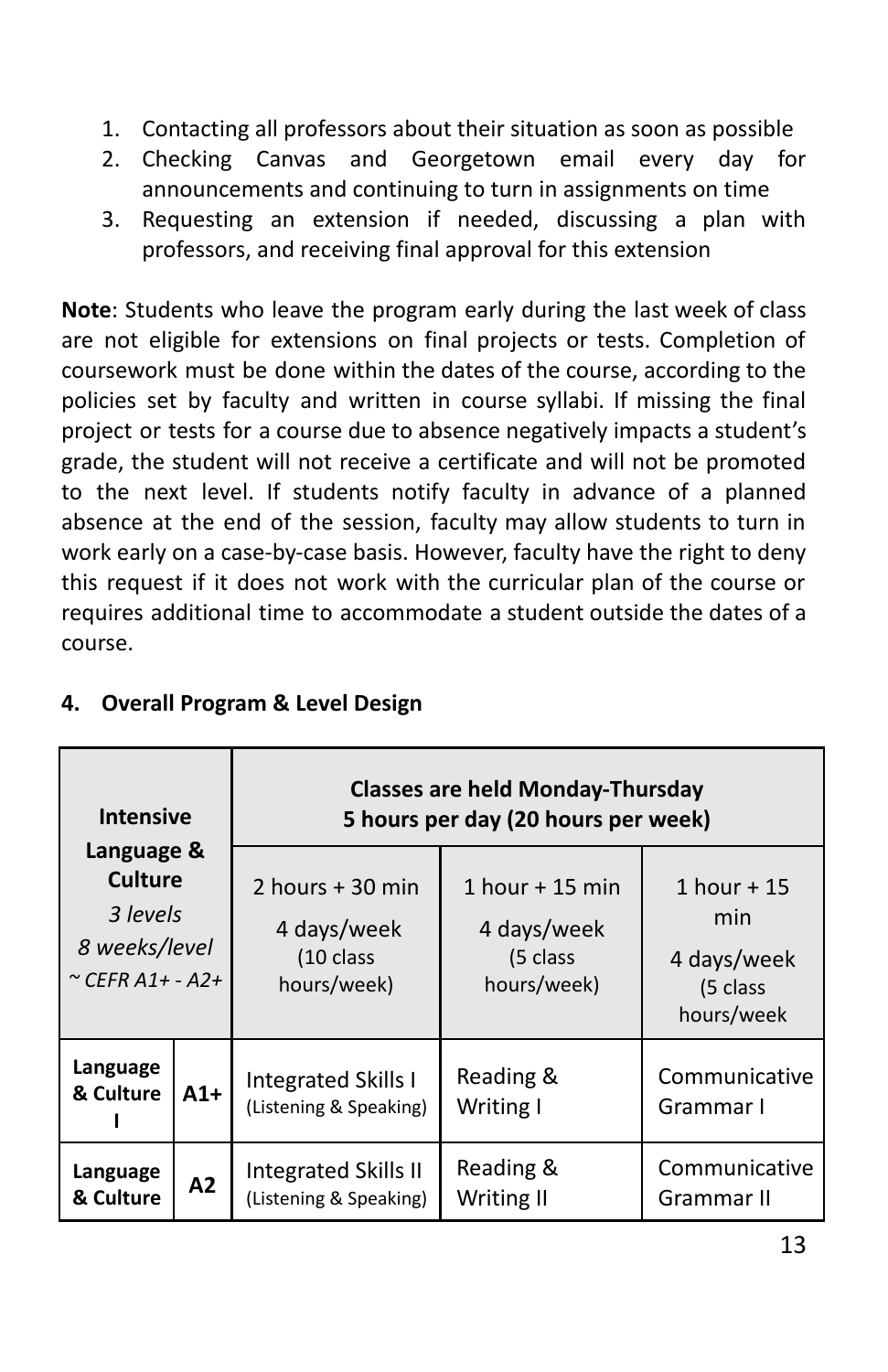1. Contacting all professors about their situation as soon as possible
2. Checking Canvas and Georgetown email every day for announcements and continuing to turn in assignments on time
3. Requesting an extension if needed, discussing a plan with professors, and receiving final approval for this extension

**Note**: Students who leave the program early during the last week of class are not eligible for extensions on final projects or tests. Completion of coursework must be done within the dates of the course, according to the policies set by faculty and written in course syllabi. If missing the final project or tests for a course due to absence negatively impacts a student's grade, the student will not receive a certificate and will not be promoted to the next level. If students notify faculty in advance of a planned absence at the end of the session, faculty may allow students to turn in work early on a case-by-case basis. However, faculty have the right to deny this request if it does not work with the curricular plan of the course or requires additional time to accommodate a student outside the dates of a course.

## 4. Overall Program & Level Design

| **Intensive Language & Culture** *3 levels* *8 weeks/level* *~ CEFR A1+ - A2+* | | **Classes are held Monday-Thursday 5 hours per day (20 hours per week)** | | |
|---|---|---|---|---|
| | | 2 hours + 30 min 4 days/week (10 class hours/week) | 1 hour + 15 min 4 days/week (5 class hours/week) | 1 hour + 15 min 4 days/week (5 class hours/week |
| **Language & Culture I** | **A1+** | Integrated Skills I (Listening & Speaking) | Reading & Writing I | Communicative Grammar I |
| **Language & Culture** | **A2** | Integrated Skills II (Listening & Speaking) | Reading & Writing II | Communicative Grammar II |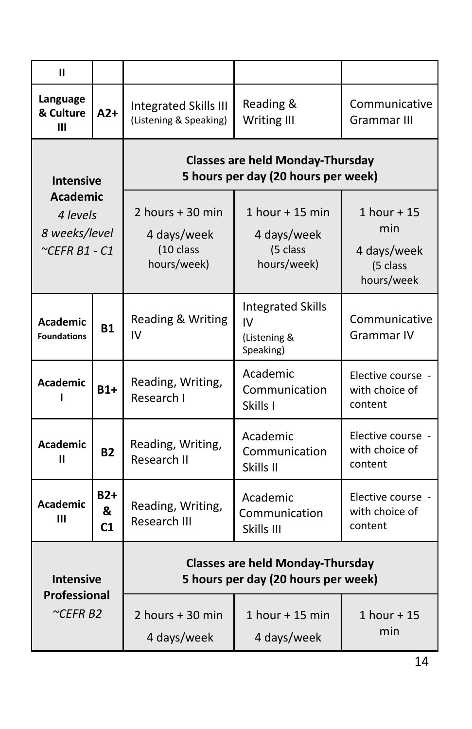| II | | | | |
|---|---|---|---|---|
| **Language & Culture III** | **A2+** | Integrated Skills III (Listening & Speaking) | Reading & Writing III | Communicative Grammar III |
| **Intensive Academic** *4 levels* *8 weeks/level* *~CEFR B1 - C1* | | **Classes are held Monday-Thursday 5 hours per day (20 hours per week)** | | |
| | | 2 hours + 30 min 4 days/week (10 class hours/week) | 1 hour + 15 min 4 days/week (5 class hours/week) | 1 hour + 15 min 4 days/week (5 class hours/week |
| **Academic Foundations** | **B1** | Reading & Writing IV | Integrated Skills IV (Listening & Speaking) | Communicative Grammar IV |
| **Academic I** | **B1+** | Reading, Writing, Research I | Academic Communication Skills I | Elective course - with choice of content |
| **Academic II** | **B2** | Reading, Writing, Research II | Academic Communication Skills II | Elective course - with choice of content |
| **Academic III** | **B2+ & C1** | Reading, Writing, Research III | Academic Communication Skills III | Elective course - with choice of content |
| **Intensive Professional** *~CEFR B2* | | **Classes are held Monday-Thursday 5 hours per day (20 hours per week)** | | |
| | | 2 hours + 30 min 4 days/week | 1 hour + 15 min 4 days/week | 1 hour + 15 min |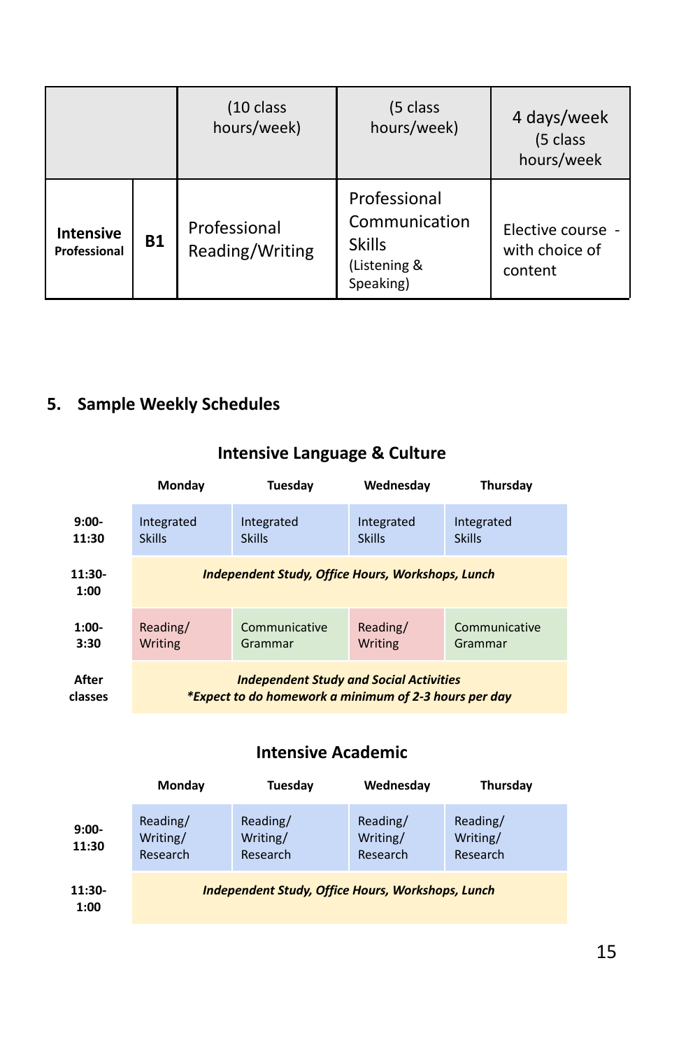| | | (10 class hours/week) | (5 class hours/week) | 4 days/week (5 class hours/week |
|---|---|---|---|---|
| **Intensive Professional** | **B1** | Professional Reading/Writing | Professional Communication Skills (Listening & Speaking) | Elective course - with choice of content |

## 5. Sample Weekly Schedules

### Intensive Language & Culture

| | Monday | Tuesday | Wednesday | Thursday |
|---|---|---|---|---|
| **9:00-11:30** | Integrated Skills | Integrated Skills | Integrated Skills | Integrated Skills |
| **11:30-1:00** | ***Independent Study, Office Hours, Workshops, Lunch*** | | | |
| **1:00-3:30** | Reading/ Writing | Communicative Grammar | Reading/ Writing | Communicative Grammar |
| **After classes** | ***Independent Study and Social Activities*** ***\*Expect to do homework a minimum of 2-3 hours per day*** | | | |

### Intensive Academic

| | Monday | Tuesday | Wednesday | Thursday |
|---|---|---|---|---|
| **9:00-11:30** | Reading/ Writing/ Research | Reading/ Writing/ Research | Reading/ Writing/ Research | Reading/ Writing/ Research |
| **11:30-1:00** | ***Independent Study, Office Hours, Workshops, Lunch*** | | | |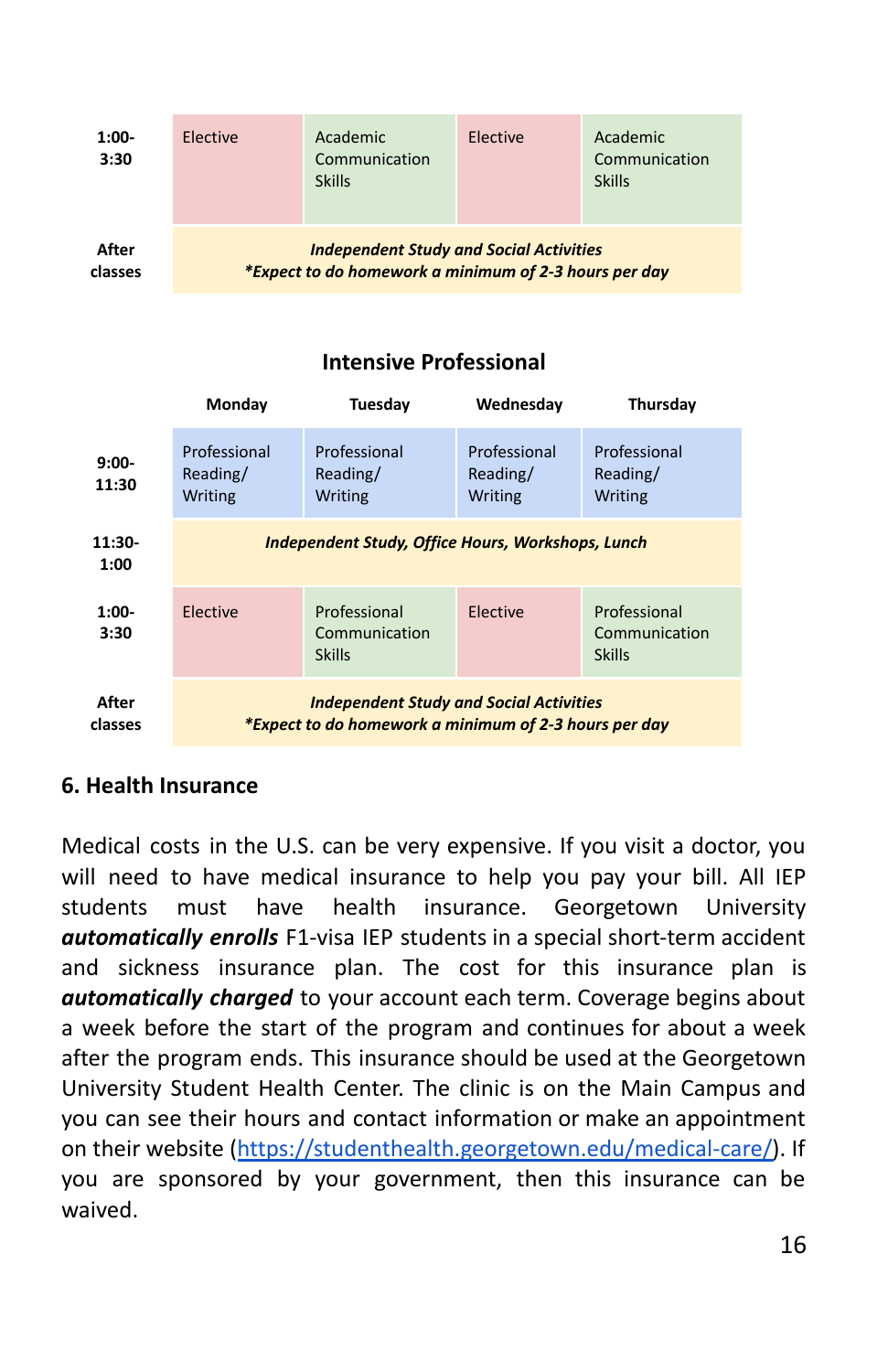| | | | | |
|---|---|---|---|---|
| **1:00-3:30** | Elective | Academic Communication Skills | Elective | Academic Communication Skills |
| **After classes** | ***Independent Study and Social Activities** *\*Expect to do homework a minimum of 2-3 hours per day** | | | |

**Intensive Professional**

| | **Monday** | **Tuesday** | **Wednesday** | **Thursday** |
|---|---|---|---|---|
| **9:00-11:30** | Professional Reading/ Writing | Professional Reading/ Writing | Professional Reading/ Writing | Professional Reading/ Writing |
| **11:30-1:00** | ***Independent Study, Office Hours, Workshops, Lunch*** | | | |
| **1:00-3:30** | Elective | Professional Communication Skills | Elective | Professional Communication Skills |
| **After classes** | ***Independent Study and Social Activities** *\*Expect to do homework a minimum of 2-3 hours per day** | | | |

## 6. Health Insurance

Medical costs in the U.S. can be very expensive. If you visit a doctor, you will need to have medical insurance to help you pay your bill. All IEP students must have health insurance. Georgetown University ***automatically enrolls*** F1-visa IEP students in a special short-term accident and sickness insurance plan. The cost for this insurance plan is ***automatically charged*** to your account each term. Coverage begins about a week before the start of the program and continues for about a week after the program ends. This insurance should be used at the Georgetown University Student Health Center. The clinic is on the Main Campus and you can see their hours and contact information or make an appointment on their website (https://studenthealth.georgetown.edu/medical-care/). If you are sponsored by your government, then this insurance can be waived.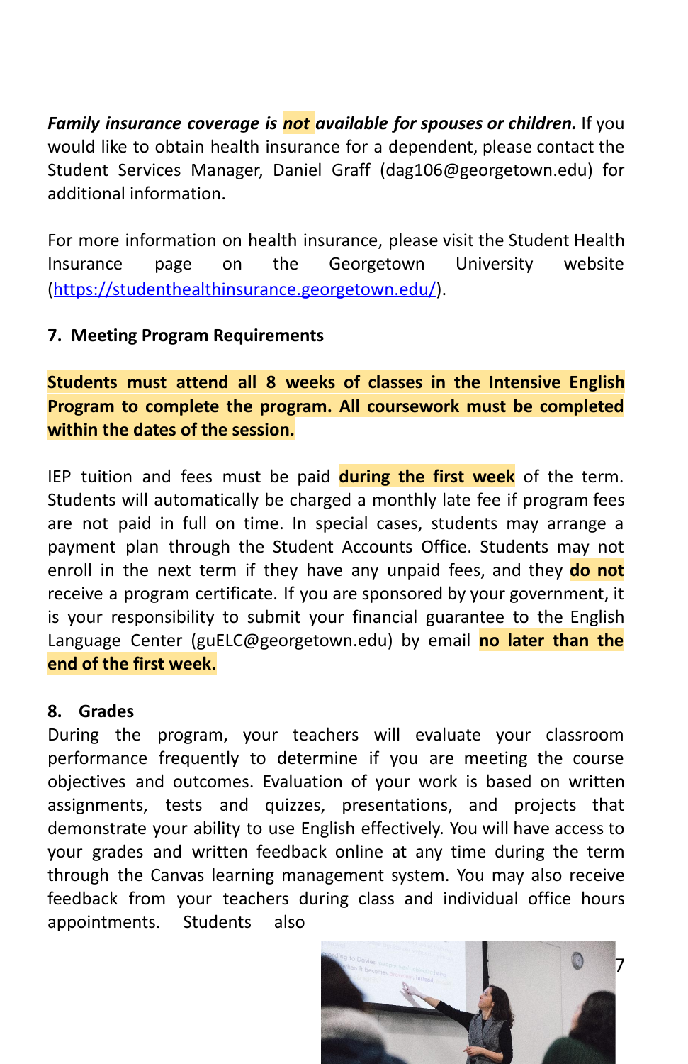***Family insurance coverage is not available for spouses or children.*** If you would like to obtain health insurance for a dependent, please contact the Student Services Manager, Daniel Graff (dag106@georgetown.edu) for additional information.

For more information on health insurance, please visit the Student Health Insurance page on the Georgetown University website (https://studenthealthinsurance.georgetown.edu/).

## 7. Meeting Program Requirements

**Students must attend all 8 weeks of classes in the Intensive English Program to complete the program. All coursework must be completed within the dates of the session.**

IEP tuition and fees must be paid **during the first week** of the term. Students will automatically be charged a monthly late fee if program fees are not paid in full on time. In special cases, students may arrange a payment plan through the Student Accounts Office. Students may not enroll in the next term if they have any unpaid fees, and they **do not** receive a program certificate. If you are sponsored by your government, it is your responsibility to submit your financial guarantee to the English Language Center (guELC@georgetown.edu) by email **no later than the end of the first week.**

## 8. Grades

During the program, your teachers will evaluate your classroom performance frequently to determine if you are meeting the course objectives and outcomes. Evaluation of your work is based on written assignments, tests and quizzes, presentations, and projects that demonstrate your ability to use English effectively. You will have access to your grades and written feedback online at any time during the term through the Canvas learning management system. You may also receive feedback from your teachers during class and individual office hours appointments. Students also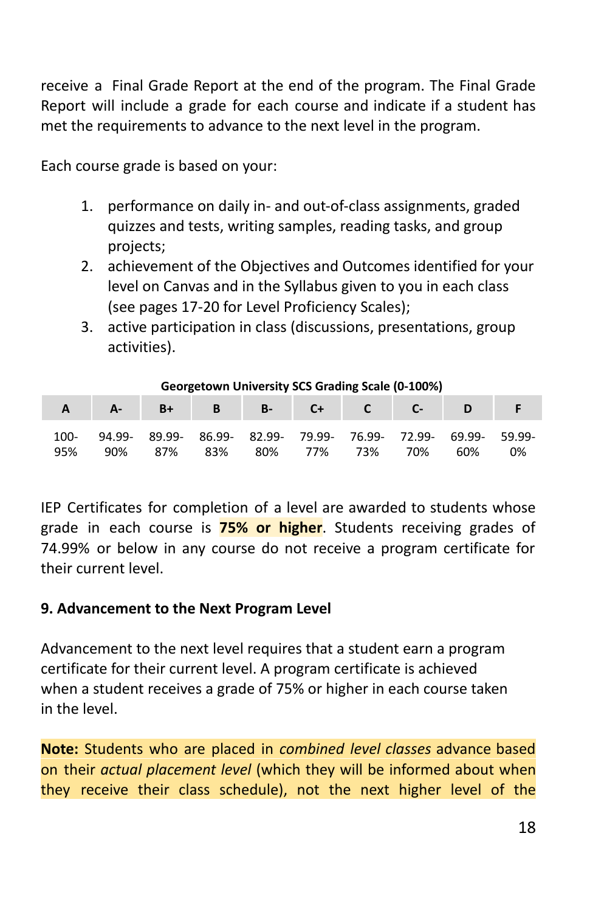receive a Final Grade Report at the end of the program. The Final Grade Report will include a grade for each course and indicate if a student has met the requirements to advance to the next level in the program.

Each course grade is based on your:

1. performance on daily in- and out-of-class assignments, graded quizzes and tests, writing samples, reading tasks, and group projects;
2. achievement of the Objectives and Outcomes identified for your level on Canvas and in the Syllabus given to you in each class (see pages 17-20 for Level Proficiency Scales);
3. active participation in class (discussions, presentations, group activities).

**Georgetown University SCS Grading Scale (0-100%)**

| A | A- | B+ | B | B- | C+ | C | C- | D | F |
|---|---|---|---|---|---|---|---|---|---|
| 100-95% | 94.99-90% | 89.99-87% | 86.99-83% | 82.99-80% | 79.99-77% | 76.99-73% | 72.99-70% | 69.99-60% | 59.99-0% |

IEP Certificates for completion of a level are awarded to students whose grade in each course is **75% or higher**. Students receiving grades of 74.99% or below in any course do not receive a program certificate for their current level.

## 9. Advancement to the Next Program Level

Advancement to the next level requires that a student earn a program certificate for their current level. A program certificate is achieved when a student receives a grade of 75% or higher in each course taken in the level.

**Note:** Students who are placed in *combined level classes* advance based on their *actual placement level* (which they will be informed about when they receive their class schedule), not the next higher level of the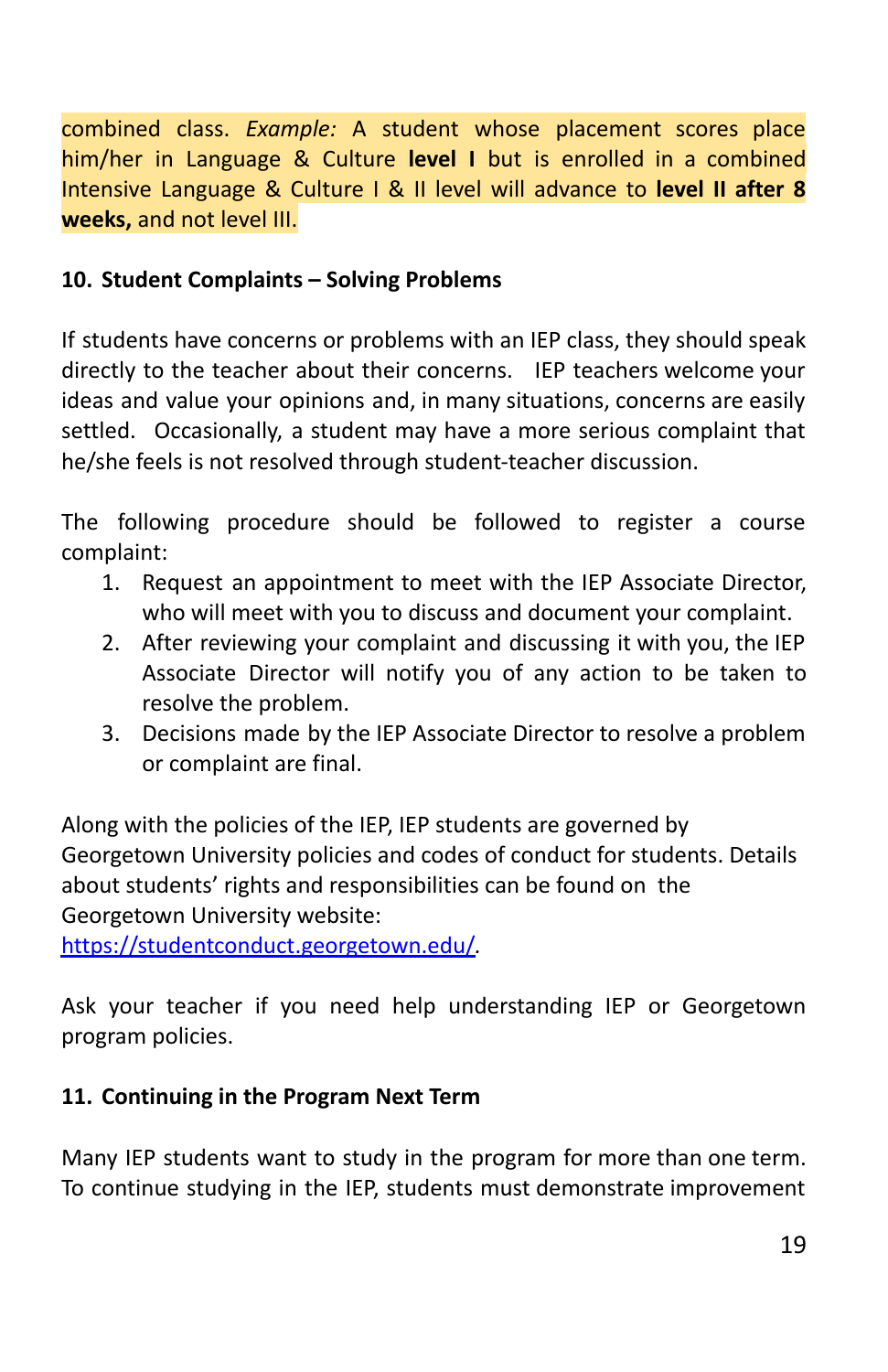combined class. *Example:* A student whose placement scores place him/her in Language & Culture **level I** but is enrolled in a combined Intensive Language & Culture I & II level will advance to **level II after 8 weeks,** and not level III.

## 10. Student Complaints – Solving Problems

If students have concerns or problems with an IEP class, they should speak directly to the teacher about their concerns. IEP teachers welcome your ideas and value your opinions and, in many situations, concerns are easily settled. Occasionally, a student may have a more serious complaint that he/she feels is not resolved through student-teacher discussion.

The following procedure should be followed to register a course complaint:

1. Request an appointment to meet with the IEP Associate Director, who will meet with you to discuss and document your complaint.
2. After reviewing your complaint and discussing it with you, the IEP Associate Director will notify you of any action to be taken to resolve the problem.
3. Decisions made by the IEP Associate Director to resolve a problem or complaint are final.

Along with the policies of the IEP, IEP students are governed by Georgetown University policies and codes of conduct for students. Details about students' rights and responsibilities can be found on the Georgetown University website: [https://studentconduct.georgetown.edu/](https://studentconduct.georgetown.edu/).

Ask your teacher if you need help understanding IEP or Georgetown program policies.

## 11. Continuing in the Program Next Term

Many IEP students want to study in the program for more than one term. To continue studying in the IEP, students must demonstrate improvement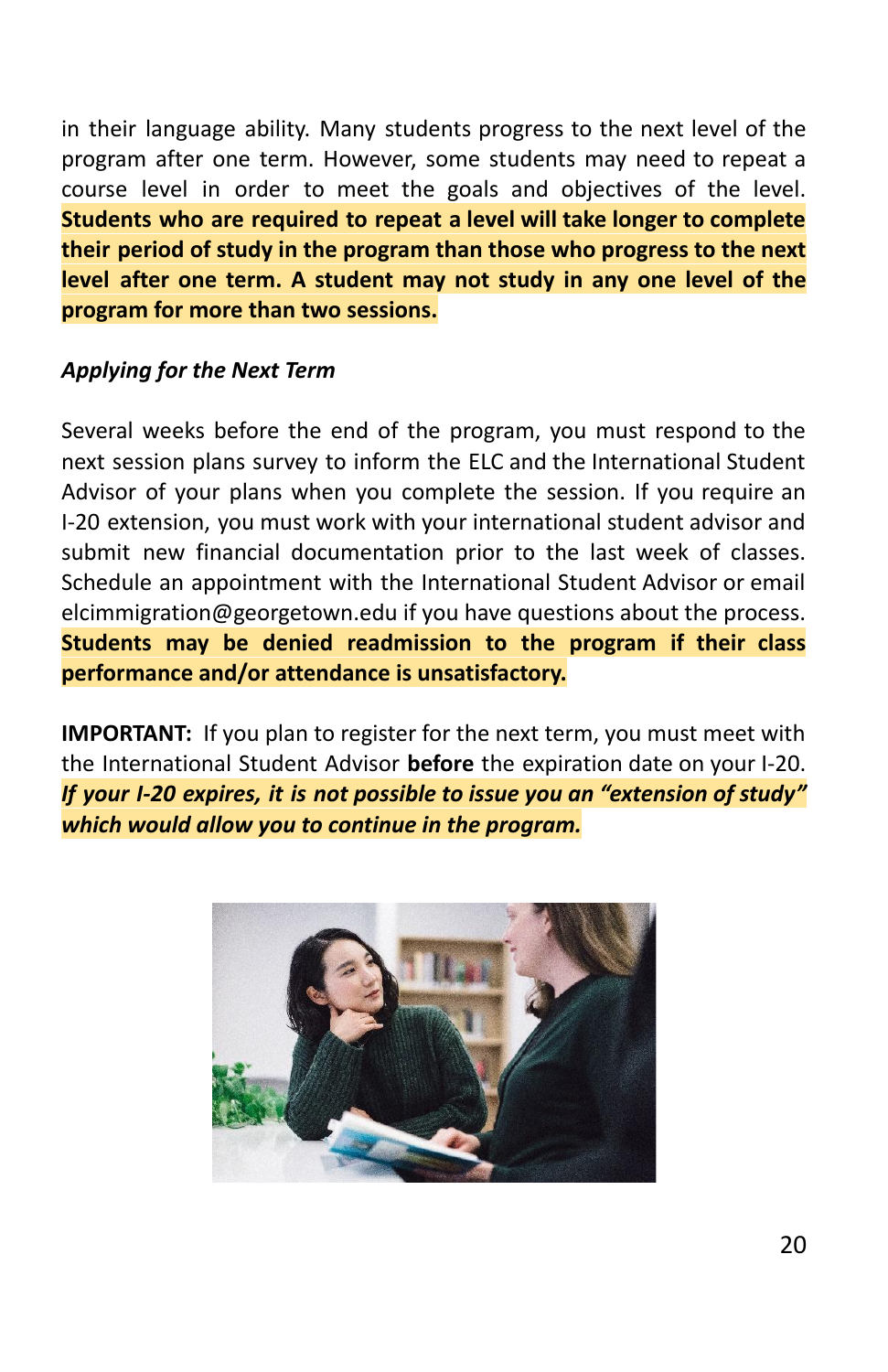in their language ability. Many students progress to the next level of the program after one term. However, some students may need to repeat a course level in order to meet the goals and objectives of the level. **Students who are required to repeat a level will take longer to complete their period of study in the program than those who progress to the next level after one term. A student may not study in any one level of the program for more than two sessions.**

*Applying for the Next Term*

Several weeks before the end of the program, you must respond to the next session plans survey to inform the ELC and the International Student Advisor of your plans when you complete the session. If you require an I-20 extension, you must work with your international student advisor and submit new financial documentation prior to the last week of classes. Schedule an appointment with the International Student Advisor or email elcimmigration@georgetown.edu if you have questions about the process. **Students may be denied readmission to the program if their class performance and/or attendance is unsatisfactory.**

**IMPORTANT:** If you plan to register for the next term, you must meet with the International Student Advisor **before** the expiration date on your I-20. ***If your I-20 expires, it is not possible to issue you an "extension of study" which would allow you to continue in the program.***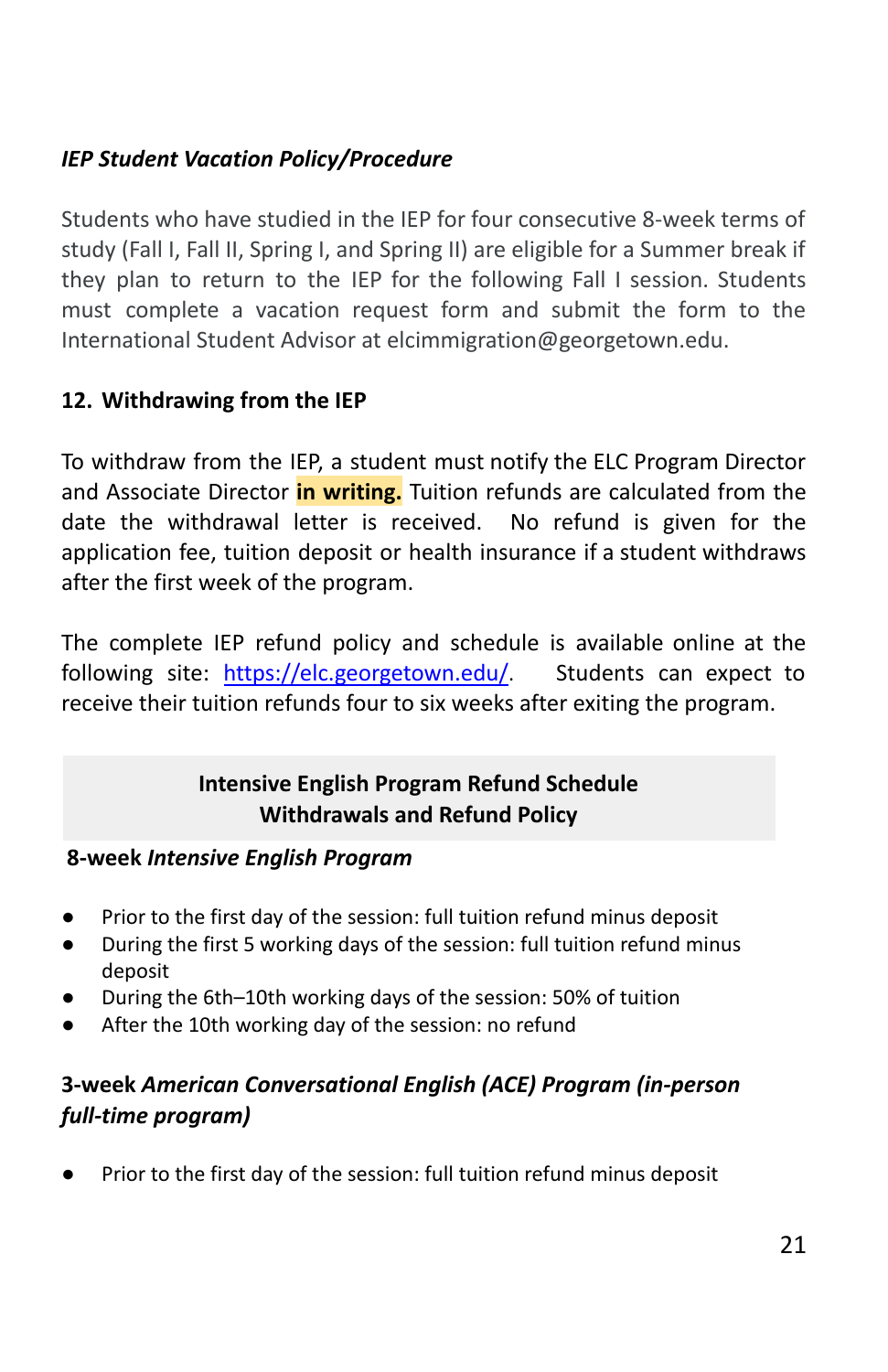***IEP Student Vacation Policy/Procedure***

Students who have studied in the IEP for four consecutive 8-week terms of study (Fall I, Fall II, Spring I, and Spring II) are eligible for a Summer break if they plan to return to the IEP for the following Fall I session. Students must complete a vacation request form and submit the form to the International Student Advisor at elcimmigration@georgetown.edu.

## 12. Withdrawing from the IEP

To withdraw from the IEP, a student must notify the ELC Program Director and Associate Director **in writing.** Tuition refunds are calculated from the date the withdrawal letter is received. No refund is given for the application fee, tuition deposit or health insurance if a student withdraws after the first week of the program.

The complete IEP refund policy and schedule is available online at the following site: [https://elc.georgetown.edu/](https://elc.georgetown.edu/). Students can expect to receive their tuition refunds four to six weeks after exiting the program.

**Intensive English Program Refund Schedule**
**Withdrawals and Refund Policy**

**8-week *Intensive English Program***

- Prior to the first day of the session: full tuition refund minus deposit
- During the first 5 working days of the session: full tuition refund minus deposit
- During the 6th–10th working days of the session: 50% of tuition
- After the 10th working day of the session: no refund

**3-week *American Conversational English (ACE) Program (in-person full-time program)***

- Prior to the first day of the session: full tuition refund minus deposit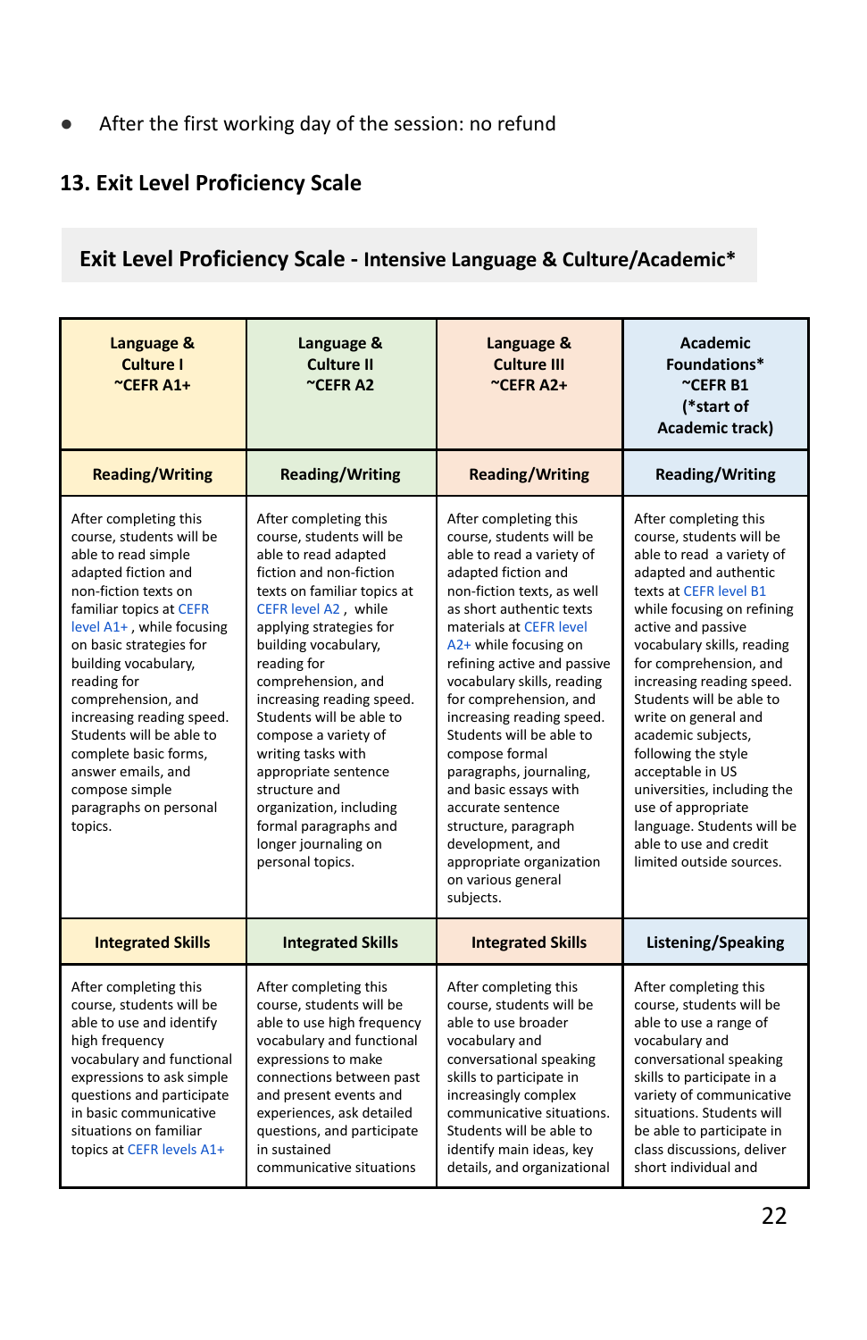- After the first working day of the session: no refund

## 13. Exit Level Proficiency Scale

### Exit Level Proficiency Scale - Intensive Language & Culture/Academic*

| Language & Culture I ~CEFR A1+ | Language & Culture II ~CEFR A2 | Language & Culture III ~CEFR A2+ | Academic Foundations* ~CEFR B1 (*start of Academic track) |
|---|---|---|---|
| **Reading/Writing** | **Reading/Writing** | **Reading/Writing** | **Reading/Writing** |
| After completing this course, students will be able to read simple adapted fiction and non-fiction texts on familiar topics at CEFR level A1+ , while focusing on basic strategies for building vocabulary, reading for comprehension, and increasing reading speed. Students will be able to complete basic forms, answer emails, and compose simple paragraphs on personal topics. | After completing this course, students will be able to read adapted fiction and non-fiction texts on familiar topics at CEFR level A2 , while applying strategies for building vocabulary, reading for comprehension, and increasing reading speed. Students will be able to compose a variety of writing tasks with appropriate sentence structure and organization, including formal paragraphs and longer journaling on personal topics. | After completing this course, students will be able to read a variety of adapted fiction and non-fiction texts, as well as short authentic texts materials at CEFR level A2+ while focusing on refining active and passive vocabulary skills, reading for comprehension, and increasing reading speed. Students will be able to compose formal paragraphs, journaling, and basic essays with accurate sentence structure, paragraph development, and appropriate organization on various general subjects. | After completing this course, students will be able to read a variety of adapted and authentic texts at CEFR level B1 while focusing on refining active and passive vocabulary skills, reading for comprehension, and increasing reading speed. Students will be able to write on general and academic subjects, following the style acceptable in US universities, including the use of appropriate language. Students will be able to use and credit limited outside sources. |
| **Integrated Skills** | **Integrated Skills** | **Integrated Skills** | **Listening/Speaking** |
| After completing this course, students will be able to use and identify high frequency vocabulary and functional expressions to ask simple questions and participate in basic communicative situations on familiar topics at CEFR levels A1+ | After completing this course, students will be able to use high frequency vocabulary and functional expressions to make connections between past and present events and experiences, ask detailed questions, and participate in sustained communicative situations | After completing this course, students will be able to use broader vocabulary and conversational speaking skills to participate in increasingly complex communicative situations. Students will be able to identify main ideas, key details, and organizational | After completing this course, students will be able to use a range of vocabulary and conversational speaking skills to participate in a variety of communicative situations. Students will be able to participate in class discussions, deliver short individual and |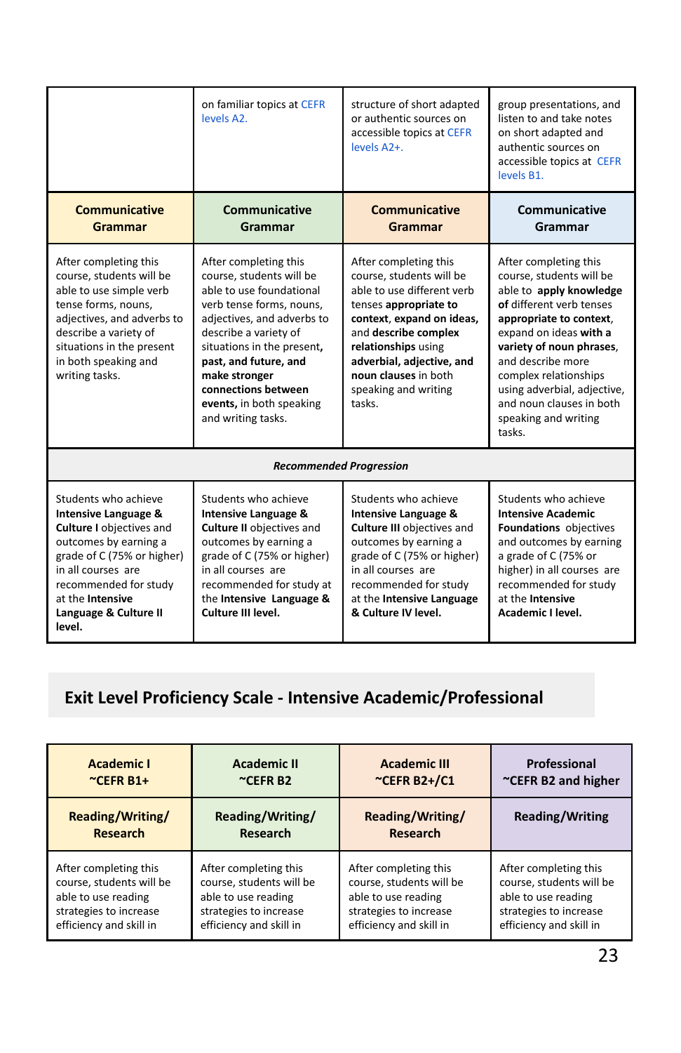| | on familiar topics at CEFR levels A2. | structure of short adapted or authentic sources on accessible topics at CEFR levels A2+. | group presentations, and listen to and take notes on short adapted and authentic sources on accessible topics at CEFR levels B1. |
|---|---|---|---|
| **Communicative Grammar** | **Communicative Grammar** | **Communicative Grammar** | **Communicative Grammar** |
| After completing this course, students will be able to use simple verb tense forms, nouns, adjectives, and adverbs to describe a variety of situations in the present in both speaking and writing tasks. | After completing this course, students will be able to use foundational verb tense forms, nouns, adjectives, and adverbs to describe a variety of situations in the present**, past, and future, and make stronger connections between events,** in both speaking and writing tasks. | After completing this course, students will be able to use different verb tenses **appropriate to context**, **expand on ideas**, and **describe complex relationships** using **adverbial, adjective, and noun clauses** in both speaking and writing tasks. | After completing this course, students will be able to **apply knowledge of** different verb tenses **appropriate to context**, expand on ideas **with a variety of noun phrases**, and describe more complex relationships using adverbial, adjective, and noun clauses in both speaking and writing tasks. |
| ***Recommended Progression*** | | | |
| Students who achieve **Intensive Language & Culture I** objectives and outcomes by earning a grade of C (75% or higher) in all courses are recommended for study at the **Intensive Language & Culture II level.** | Students who achieve **Intensive Language & Culture II** objectives and outcomes by earning a grade of C (75% or higher) in all courses are recommended for study at the **Intensive Language & Culture III level.** | Students who achieve **Intensive Language & Culture III** objectives and outcomes by earning a grade of C (75% or higher) in all courses are recommended for study at the **Intensive Language & Culture IV level.** | Students who achieve **Intensive Academic Foundations** objectives and outcomes by earning a grade of C (75% or higher) in all courses are recommended for study at the **Intensive Academic I level.** |

## Exit Level Proficiency Scale - Intensive Academic/Professional

| Academic I ~CEFR B1+ | Academic II ~CEFR B2 | Academic III ~CEFR B2+/C1 | Professional ~CEFR B2 and higher |
|---|---|---|---|
| **Reading/Writing/ Research** | **Reading/Writing/ Research** | **Reading/Writing/ Research** | **Reading/Writing** |
| After completing this course, students will be able to use reading strategies to increase efficiency and skill in | After completing this course, students will be able to use reading strategies to increase efficiency and skill in | After completing this course, students will be able to use reading strategies to increase efficiency and skill in | After completing this course, students will be able to use reading strategies to increase efficiency and skill in |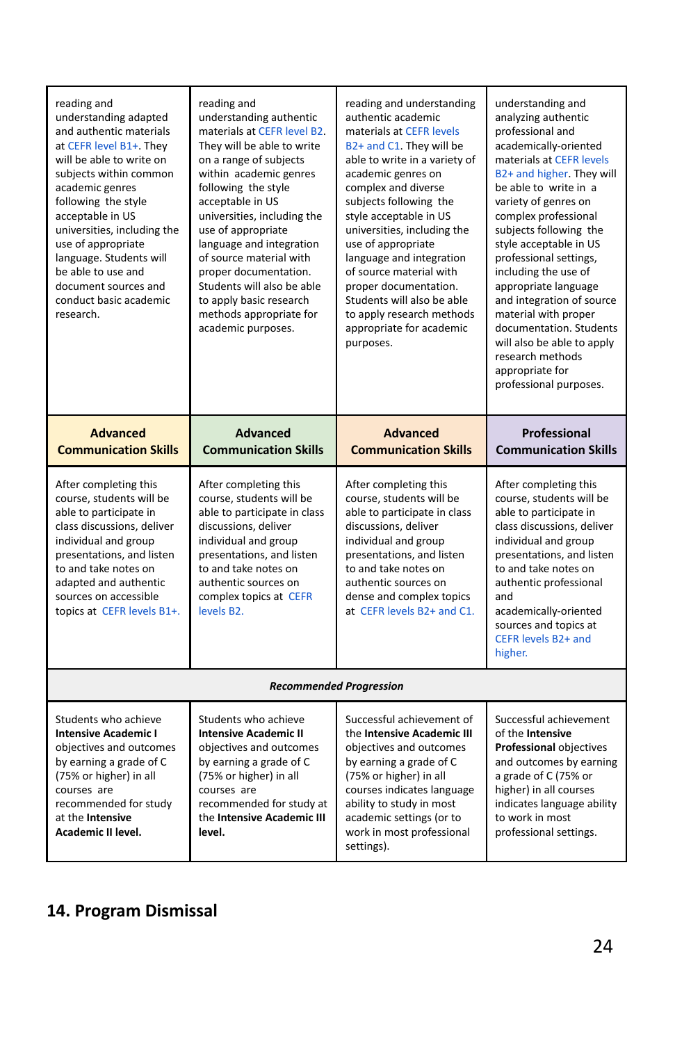| | | | |
|---|---|---|---|
| reading and understanding adapted and authentic materials at CEFR level B1+. They will be able to write on subjects within common academic genres following the style acceptable in US universities, including the use of appropriate language. Students will be able to use and document sources and conduct basic academic research. | reading and understanding authentic materials at CEFR level B2. They will be able to write on a range of subjects within academic genres following the style acceptable in US universities, including the use of appropriate language and integration of source material with proper documentation. Students will also be able to apply basic research methods appropriate for academic purposes. | reading and understanding authentic academic materials at CEFR levels B2+ and C1. They will be able to write in a variety of academic genres on complex and diverse subjects following the style acceptable in US universities, including the use of appropriate language and integration of source material with proper documentation. Students will also be able to apply research methods appropriate for academic purposes. | understanding and analyzing authentic professional and academically-oriented materials at CEFR levels B2+ and higher. They will be able to write in a variety of genres on complex professional subjects following the style acceptable in US professional settings, including the use of appropriate language and integration of source material with proper documentation. Students will also be able to apply research methods appropriate for professional purposes. |
| **Advanced Communication Skills** | **Advanced Communication Skills** | **Advanced Communication Skills** | **Professional Communication Skills** |
| After completing this course, students will be able to participate in class discussions, deliver individual and group presentations, and listen to and take notes on adapted and authentic sources on accessible topics at CEFR levels B1+. | After completing this course, students will be able to participate in class discussions, deliver individual and group presentations, and listen to and take notes on authentic sources on complex topics at CEFR levels B2. | After completing this course, students will be able to participate in class discussions, deliver individual and group presentations, and listen to and take notes on authentic sources on dense and complex topics at CEFR levels B2+ and C1. | After completing this course, students will be able to participate in class discussions, deliver individual and group presentations, and listen to and take notes on authentic professional and academically-oriented sources and topics at CEFR levels B2+ and higher. |
| ***Recommended Progression*** | | | |
| Students who achieve **Intensive Academic I** objectives and outcomes by earning a grade of C (75% or higher) in all courses are recommended for study at the **Intensive Academic II level.** | Students who achieve **Intensive Academic II** objectives and outcomes by earning a grade of C (75% or higher) in all courses are recommended for study at the **Intensive Academic III level.** | Successful achievement of the **Intensive Academic III** objectives and outcomes by earning a grade of C (75% or higher) in all courses indicates language ability to study in most academic settings (or to work in most professional settings). | Successful achievement of the **Intensive Professional** objectives and outcomes by earning a grade of C (75% or higher) in all courses indicates language ability to work in most professional settings. |

## 14. Program Dismissal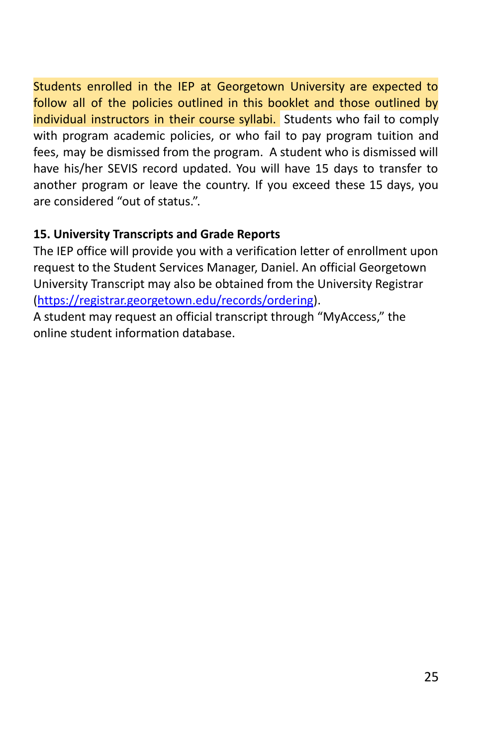Students enrolled in the IEP at Georgetown University are expected to follow all of the policies outlined in this booklet and those outlined by individual instructors in their course syllabi. Students who fail to comply with program academic policies, or who fail to pay program tuition and fees, may be dismissed from the program. A student who is dismissed will have his/her SEVIS record updated. You will have 15 days to transfer to another program or leave the country. If you exceed these 15 days, you are considered "out of status.".

**15. University Transcripts and Grade Reports**

The IEP office will provide you with a verification letter of enrollment upon request to the Student Services Manager, Daniel. An official Georgetown University Transcript may also be obtained from the University Registrar ([https://registrar.georgetown.edu/records/ordering](https://registrar.georgetown.edu/records/ordering)).

A student may request an official transcript through "MyAccess," the online student information database.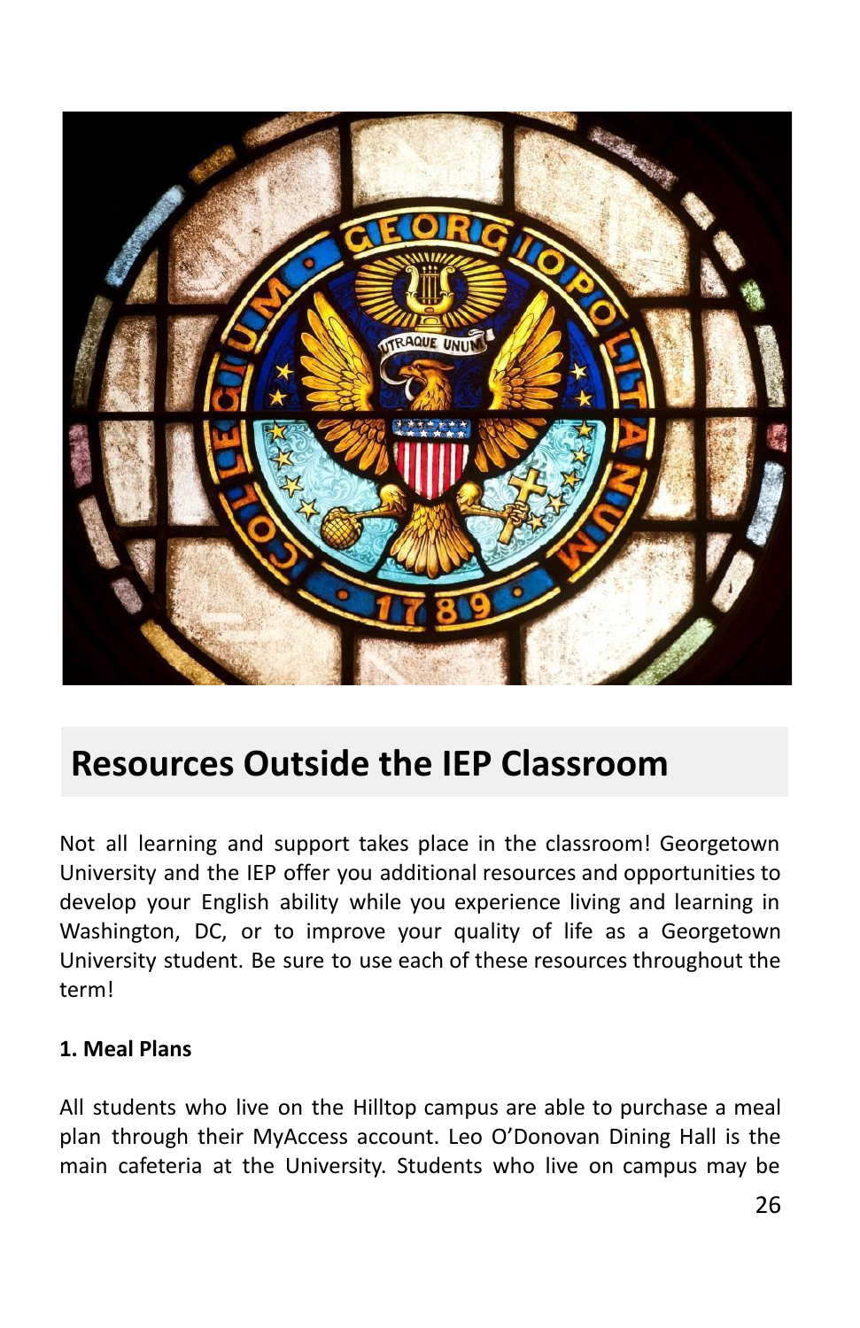## Resources Outside the IEP Classroom

Not all learning and support takes place in the classroom! Georgetown University and the IEP offer you additional resources and opportunities to develop your English ability while you experience living and learning in Washington, DC, or to improve your quality of life as a Georgetown University student. Be sure to use each of these resources throughout the term!

**1. Meal Plans**

All students who live on the Hilltop campus are able to purchase a meal plan through their MyAccess account. Leo O'Donovan Dining Hall is the main cafeteria at the University. Students who live on campus may be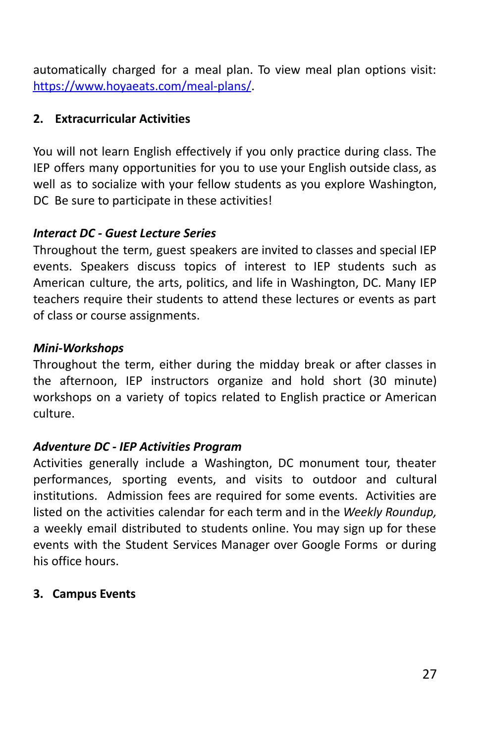automatically charged for a meal plan. To view meal plan options visit: [https://www.hoyaeats.com/meal-plans/](https://www.hoyaeats.com/meal-plans/).

## 2. Extracurricular Activities

You will not learn English effectively if you only practice during class. The IEP offers many opportunities for you to use your English outside class, as well as to socialize with your fellow students as you explore Washington, DC Be sure to participate in these activities!

***Interact DC - Guest Lecture Series***

Throughout the term, guest speakers are invited to classes and special IEP events. Speakers discuss topics of interest to IEP students such as American culture, the arts, politics, and life in Washington, DC. Many IEP teachers require their students to attend these lectures or events as part of class or course assignments.

***Mini-Workshops***

Throughout the term, either during the midday break or after classes in the afternoon, IEP instructors organize and hold short (30 minute) workshops on a variety of topics related to English practice or American culture.

***Adventure DC - IEP Activities Program***

Activities generally include a Washington, DC monument tour, theater performances, sporting events, and visits to outdoor and cultural institutions. Admission fees are required for some events. Activities are listed on the activities calendar for each term and in the *Weekly Roundup,* a weekly email distributed to students online. You may sign up for these events with the Student Services Manager over Google Forms or during his office hours.

## 3. Campus Events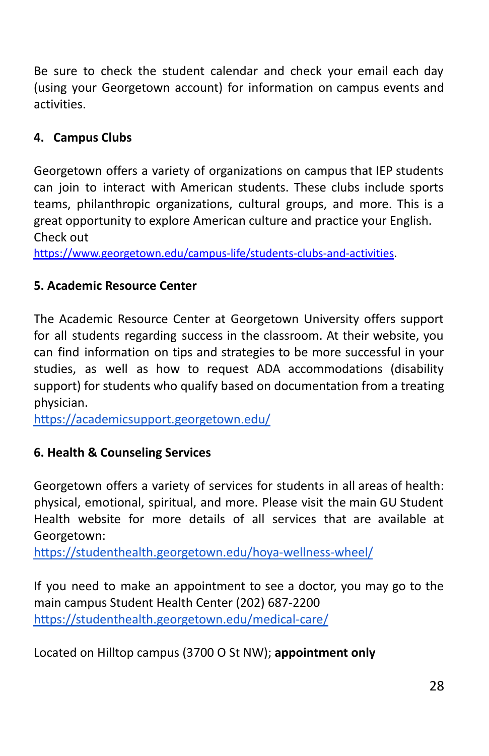Be sure to check the student calendar and check your email each day (using your Georgetown account) for information on campus events and activities.

#### 4. Campus Clubs

Georgetown offers a variety of organizations on campus that IEP students can join to interact with American students. These clubs include sports teams, philanthropic organizations, cultural groups, and more. This is a great opportunity to explore American culture and practice your English.
Check out
https://www.georgetown.edu/campus-life/students-clubs-and-activities.

#### 5. Academic Resource Center

The Academic Resource Center at Georgetown University offers support for all students regarding success in the classroom. At their website, you can find information on tips and strategies to be more successful in your studies, as well as how to request ADA accommodations (disability support) for students who qualify based on documentation from a treating physician.
https://academicsupport.georgetown.edu/

#### 6. Health & Counseling Services

Georgetown offers a variety of services for students in all areas of health: physical, emotional, spiritual, and more. Please visit the main GU Student Health website for more details of all services that are available at Georgetown:
https://studenthealth.georgetown.edu/hoya-wellness-wheel/

If you need to make an appointment to see a doctor, you may go to the main campus Student Health Center (202) 687-2200
https://studenthealth.georgetown.edu/medical-care/

Located on Hilltop campus (3700 O St NW); **appointment only**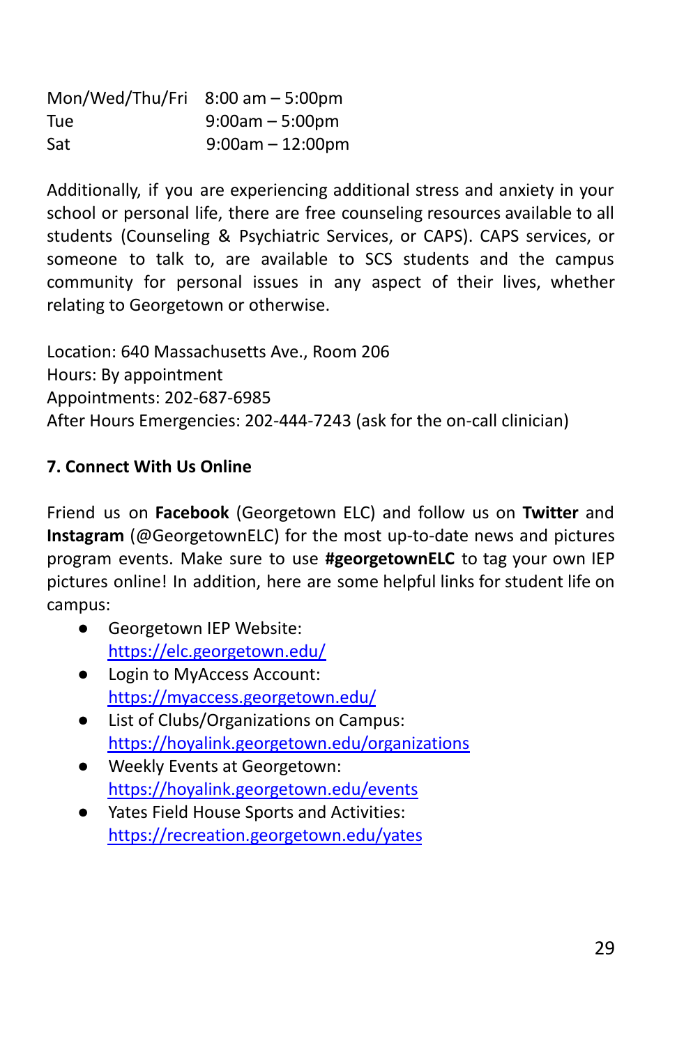| | |
|---|---|
| Mon/Wed/Thu/Fri | 8:00 am – 5:00pm |
| Tue | 9:00am – 5:00pm |
| Sat | 9:00am – 12:00pm |

Additionally, if you are experiencing additional stress and anxiety in your school or personal life, there are free counseling resources available to all students (Counseling & Psychiatric Services, or CAPS). CAPS services, or someone to talk to, are available to SCS students and the campus community for personal issues in any aspect of their lives, whether relating to Georgetown or otherwise.

Location: 640 Massachusetts Ave., Room 206
Hours: By appointment
Appointments: 202-687-6985
After Hours Emergencies: 202-444-7243 (ask for the on-call clinician)

### 7. Connect With Us Online

Friend us on **Facebook** (Georgetown ELC) and follow us on **Twitter** and **Instagram** (@GeorgetownELC) for the most up-to-date news and pictures program events. Make sure to use **#georgetownELC** to tag your own IEP pictures online! In addition, here are some helpful links for student life on campus:

- Georgetown IEP Website: https://elc.georgetown.edu/
- Login to MyAccess Account: https://myaccess.georgetown.edu/
- List of Clubs/Organizations on Campus: https://hoyalink.georgetown.edu/organizations
- Weekly Events at Georgetown: https://hoyalink.georgetown.edu/events
- Yates Field House Sports and Activities: https://recreation.georgetown.edu/yates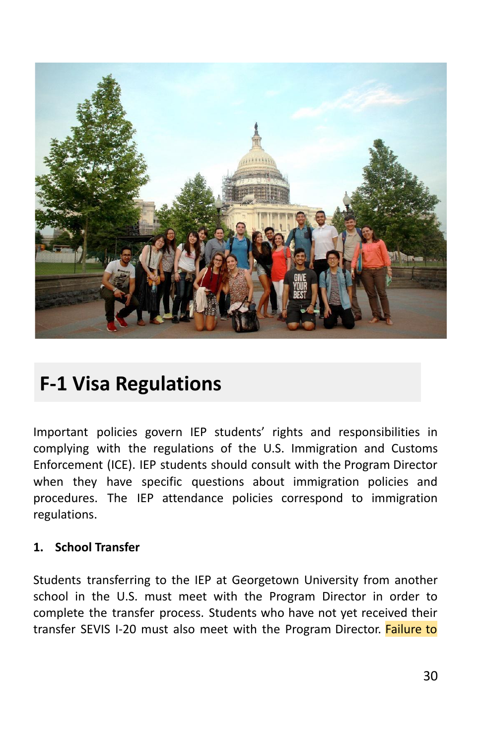## F-1 Visa Regulations

Important policies govern IEP students' rights and responsibilities in complying with the regulations of the U.S. Immigration and Customs Enforcement (ICE). IEP students should consult with the Program Director when they have specific questions about immigration policies and procedures. The IEP attendance policies correspond to immigration regulations.

### 1. School Transfer

Students transferring to the IEP at Georgetown University from another school in the U.S. must meet with the Program Director in order to complete the transfer process. Students who have not yet received their transfer SEVIS I-20 must also meet with the Program Director. Failure to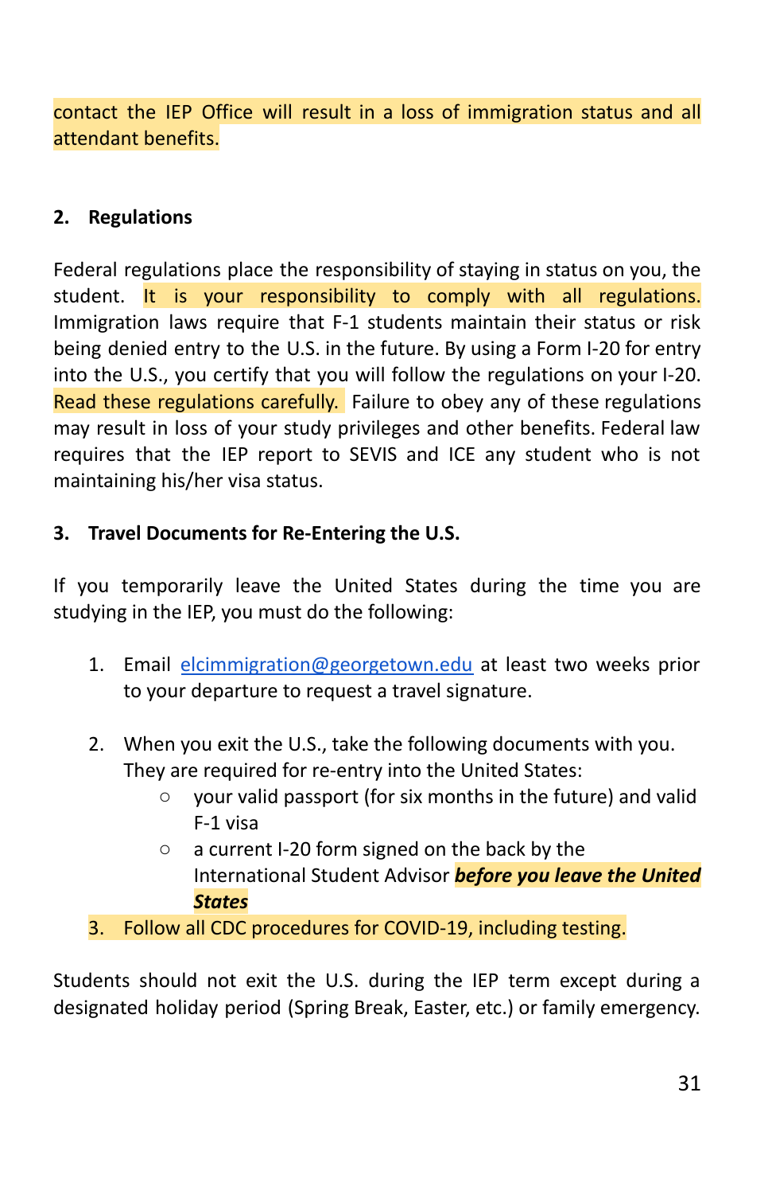contact the IEP Office will result in a loss of immigration status and all attendant benefits.

## 2. Regulations

Federal regulations place the responsibility of staying in status on you, the student. It is your responsibility to comply with all regulations. Immigration laws require that F-1 students maintain their status or risk being denied entry to the U.S. in the future. By using a Form I-20 for entry into the U.S., you certify that you will follow the regulations on your I-20. Read these regulations carefully. Failure to obey any of these regulations may result in loss of your study privileges and other benefits. Federal law requires that the IEP report to SEVIS and ICE any student who is not maintaining his/her visa status.

## 3. Travel Documents for Re-Entering the U.S.

If you temporarily leave the United States during the time you are studying in the IEP, you must do the following:

1. Email elcimmigration@georgetown.edu at least two weeks prior to your departure to request a travel signature.

2. When you exit the U.S., take the following documents with you. They are required for re-entry into the United States:
   - your valid passport (for six months in the future) and valid F-1 visa
   - a current I-20 form signed on the back by the International Student Advisor ***before you leave the United States***
3. Follow all CDC procedures for COVID-19, including testing.

Students should not exit the U.S. during the IEP term except during a designated holiday period (Spring Break, Easter, etc.) or family emergency.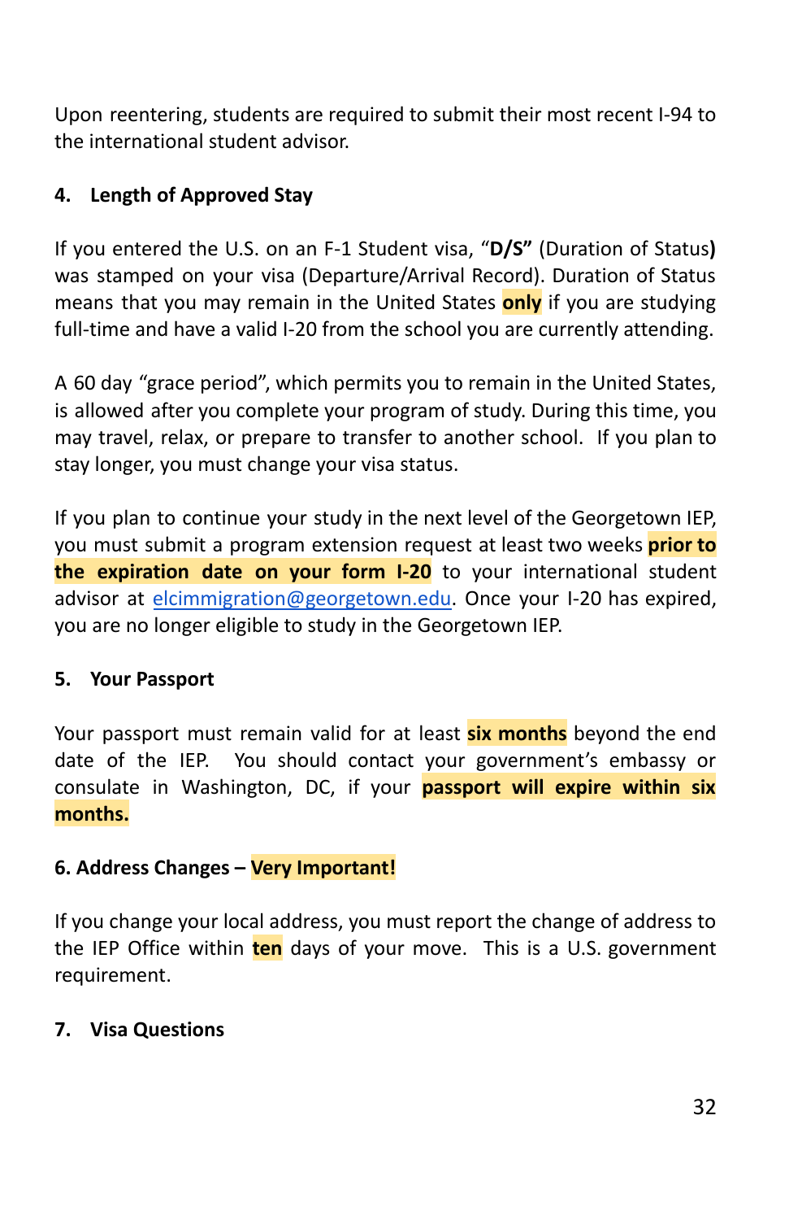Upon reentering, students are required to submit their most recent I-94 to the international student advisor.

### 4. Length of Approved Stay

If you entered the U.S. on an F-1 Student visa, "**D/S"** (Duration of Status**)** was stamped on your visa (Departure/Arrival Record). Duration of Status means that you may remain in the United States **only** if you are studying full-time and have a valid I-20 from the school you are currently attending.

A 60 day "grace period", which permits you to remain in the United States, is allowed after you complete your program of study. During this time, you may travel, relax, or prepare to transfer to another school. If you plan to stay longer, you must change your visa status.

If you plan to continue your study in the next level of the Georgetown IEP, you must submit a program extension request at least two weeks **prior to the expiration date on your form I-20** to your international student advisor at elcimmigration@georgetown.edu. Once your I-20 has expired, you are no longer eligible to study in the Georgetown IEP.

### 5. Your Passport

Your passport must remain valid for at least **six months** beyond the end date of the IEP. You should contact your government's embassy or consulate in Washington, DC, if your **passport will expire within six months.**

### 6. Address Changes – Very Important!

If you change your local address, you must report the change of address to the IEP Office within **ten** days of your move. This is a U.S. government requirement.

### 7. Visa Questions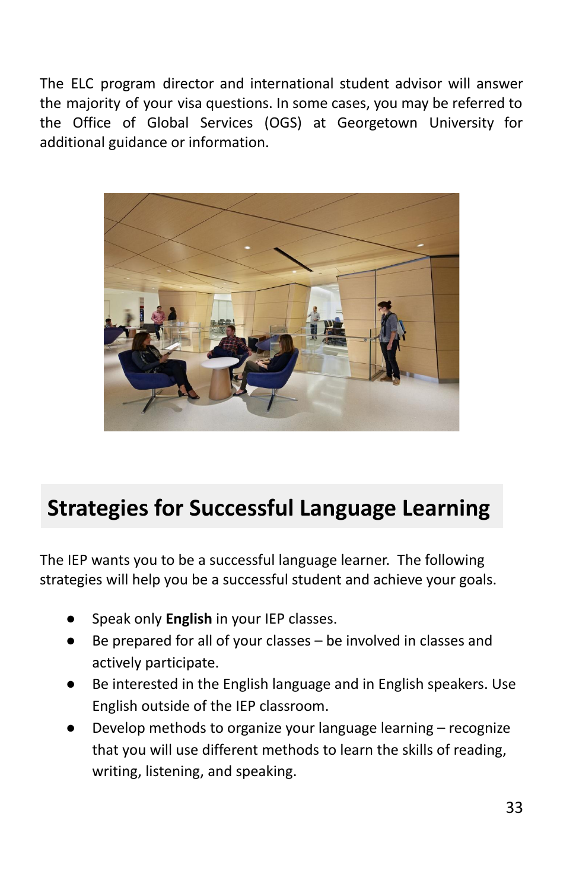The ELC program director and international student advisor will answer the majority of your visa questions. In some cases, you may be referred to the Office of Global Services (OGS) at Georgetown University for additional guidance or information.

## Strategies for Successful Language Learning

The IEP wants you to be a successful language learner. The following strategies will help you be a successful student and achieve your goals.

- Speak only **English** in your IEP classes.
- Be prepared for all of your classes – be involved in classes and actively participate.
- Be interested in the English language and in English speakers. Use English outside of the IEP classroom.
- Develop methods to organize your language learning – recognize that you will use different methods to learn the skills of reading, writing, listening, and speaking.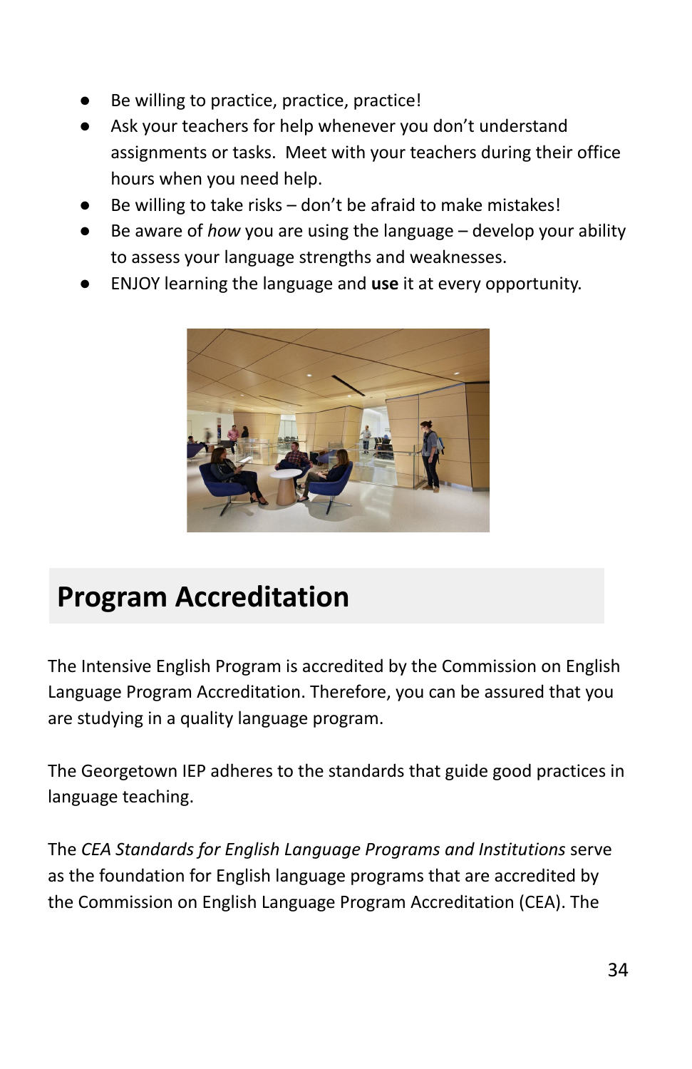- Be willing to practice, practice, practice!
- Ask your teachers for help whenever you don't understand assignments or tasks.  Meet with your teachers during their office hours when you need help.
- Be willing to take risks – don't be afraid to make mistakes!
- Be aware of *how* you are using the language – develop your ability to assess your language strengths and weaknesses.
- ENJOY learning the language and **use** it at every opportunity.

## Program Accreditation

The Intensive English Program is accredited by the Commission on English Language Program Accreditation. Therefore, you can be assured that you are studying in a quality language program.

The Georgetown IEP adheres to the standards that guide good practices in language teaching.

The *CEA Standards for English Language Programs and Institutions* serve as the foundation for English language programs that are accredited by the Commission on English Language Program Accreditation (CEA). The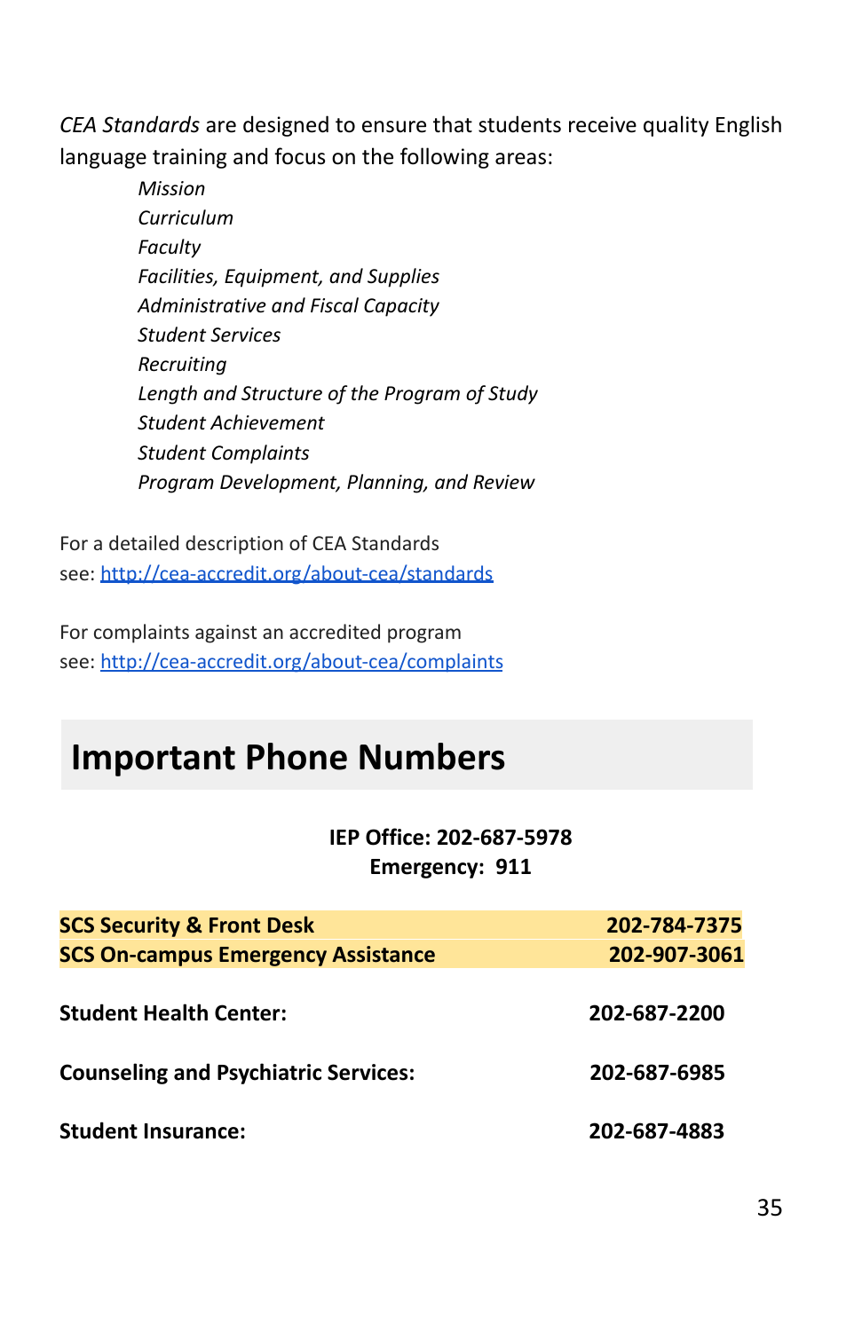*CEA Standards* are designed to ensure that students receive quality English language training and focus on the following areas:

- *Mission*
- *Curriculum*
- *Faculty*
- *Facilities, Equipment, and Supplies*
- *Administrative and Fiscal Capacity*
- *Student Services*
- *Recruiting*
- *Length and Structure of the Program of Study*
- *Student Achievement*
- *Student Complaints*
- *Program Development, Planning, and Review*

For a detailed description of CEA Standards see: [http://cea-accredit.org/about-cea/standards](http://cea-accredit.org/about-cea/standards)

For complaints against an accredited program see: [http://cea-accredit.org/about-cea/complaints](http://cea-accredit.org/about-cea/complaints)

# Important Phone Numbers

**IEP Office: 202-687-5978**
**Emergency: 911**

| | |
|---|---|
| **SCS Security & Front Desk** | **202-784-7375** |
| **SCS On-campus Emergency Assistance** | **202-907-3061** |
| **Student Health Center:** | **202-687-2200** |
| **Counseling and Psychiatric Services:** | **202-687-6985** |
| **Student Insurance:** | **202-687-4883** |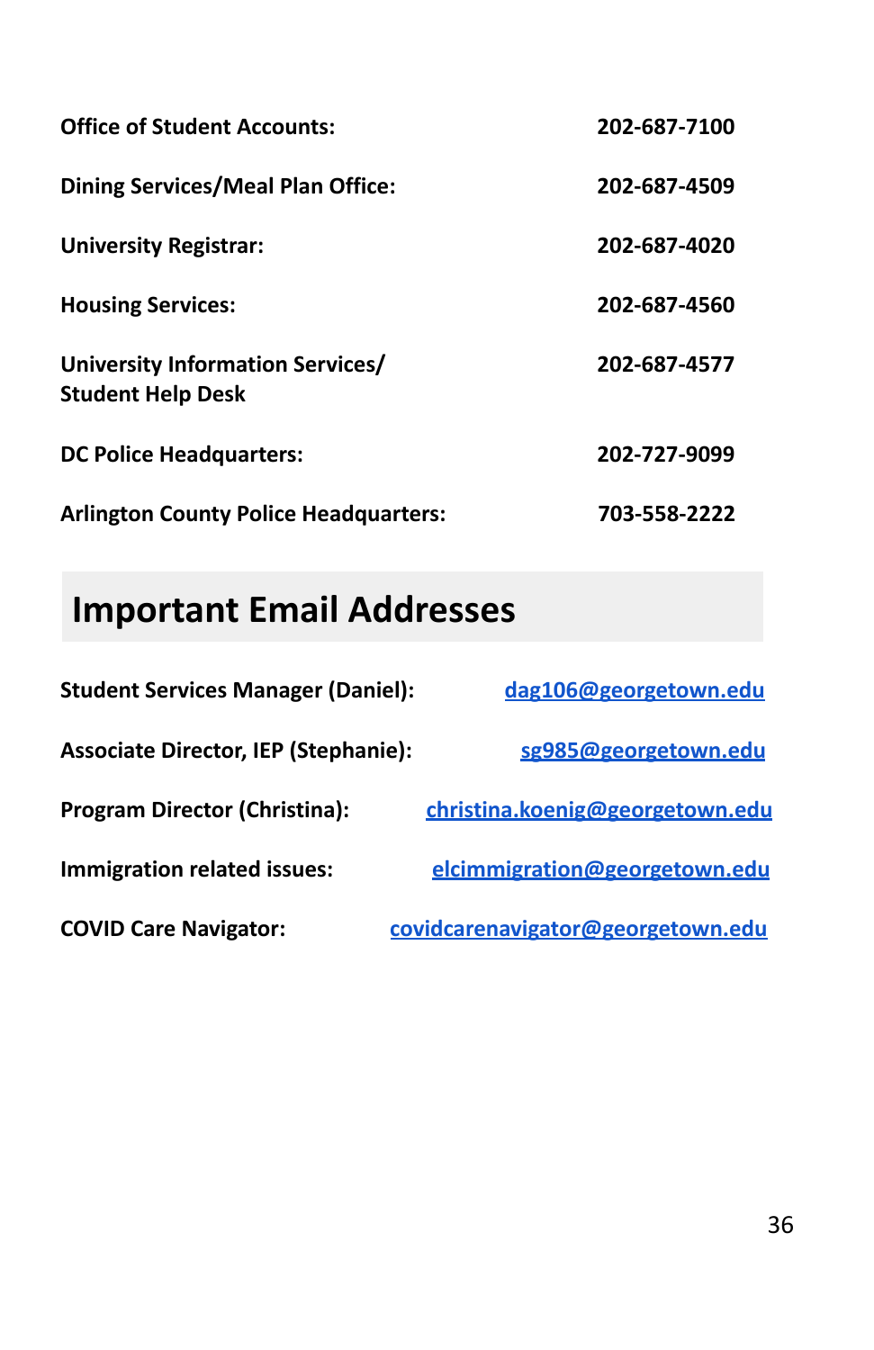| | |
|---|---|
| **Office of Student Accounts:** | **202-687-7100** |
| **Dining Services/Meal Plan Office:** | **202-687-4509** |
| **University Registrar:** | **202-687-4020** |
| **Housing Services:** | **202-687-4560** |
| **University Information Services/ Student Help Desk** | **202-687-4577** |
| **DC Police Headquarters:** | **202-727-9099** |
| **Arlington County Police Headquarters:** | **703-558-2222** |

## Important Email Addresses

| | |
|---|---|
| **Student Services Manager (Daniel):** | **dag106@georgetown.edu** |
| **Associate Director, IEP (Stephanie):** | **sg985@georgetown.edu** |
| **Program Director (Christina):** | **christina.koenig@georgetown.edu** |
| **Immigration related issues:** | **elcimmigration@georgetown.edu** |
| **COVID Care Navigator:** | **covidcarenavigator@georgetown.edu** |